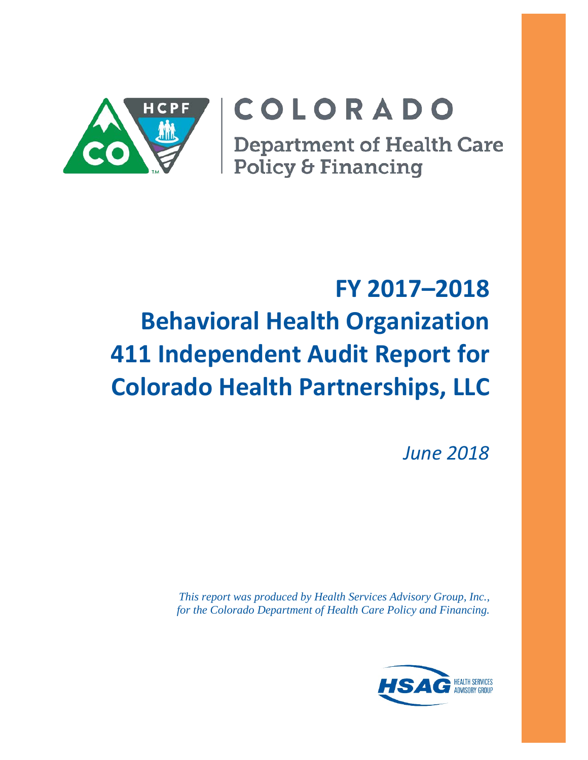COLORADO

Department of Health Care Policy & Financing

# FY 2017–2018 Behavioral Health Organization 411 Independent Audit Report for Colorado Health Partnerships, LLC

*June 2018*

*This report was produced by Health Services Advisory Group, Inc., for the Colorado Department of Health Care Policy and Financing.*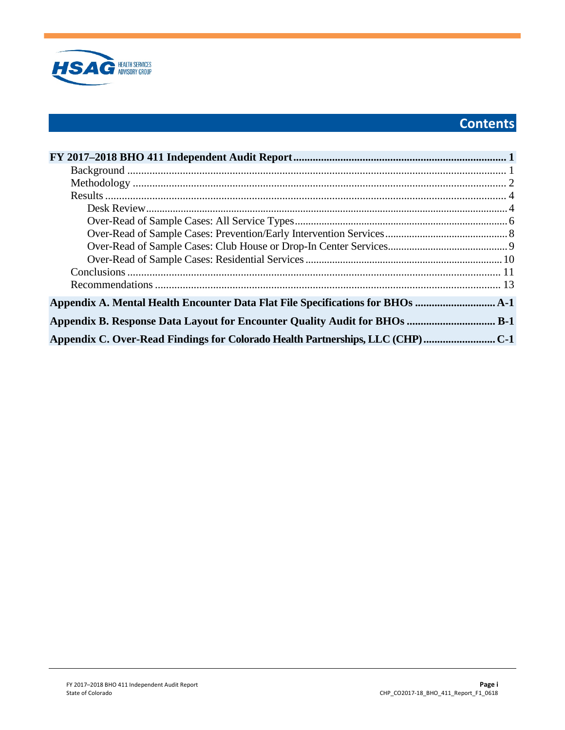# Contents

**FY 2017–2018 BHO 411 Independent Audit Report** .......... **1**

- Background .......... 1
- Methodology .......... 2
- Results .......... 4
  - Desk Review .......... 4
  - Over-Read of Sample Cases: All Service Types .......... 6
  - Over-Read of Sample Cases: Prevention/Early Intervention Services .......... 8
  - Over-Read of Sample Cases: Club House or Drop-In Center Services .......... 9
  - Over-Read of Sample Cases: Residential Services .......... 10
- Conclusions .......... 11
- Recommendations .......... 13

**Appendix A. Mental Health Encounter Data Flat File Specifications for BHOs** .......... **A-1**

**Appendix B. Response Data Layout for Encounter Quality Audit for BHOs** .......... **B-1**

**Appendix C. Over-Read Findings for Colorado Health Partnerships, LLC (CHP)** .......... **C-1**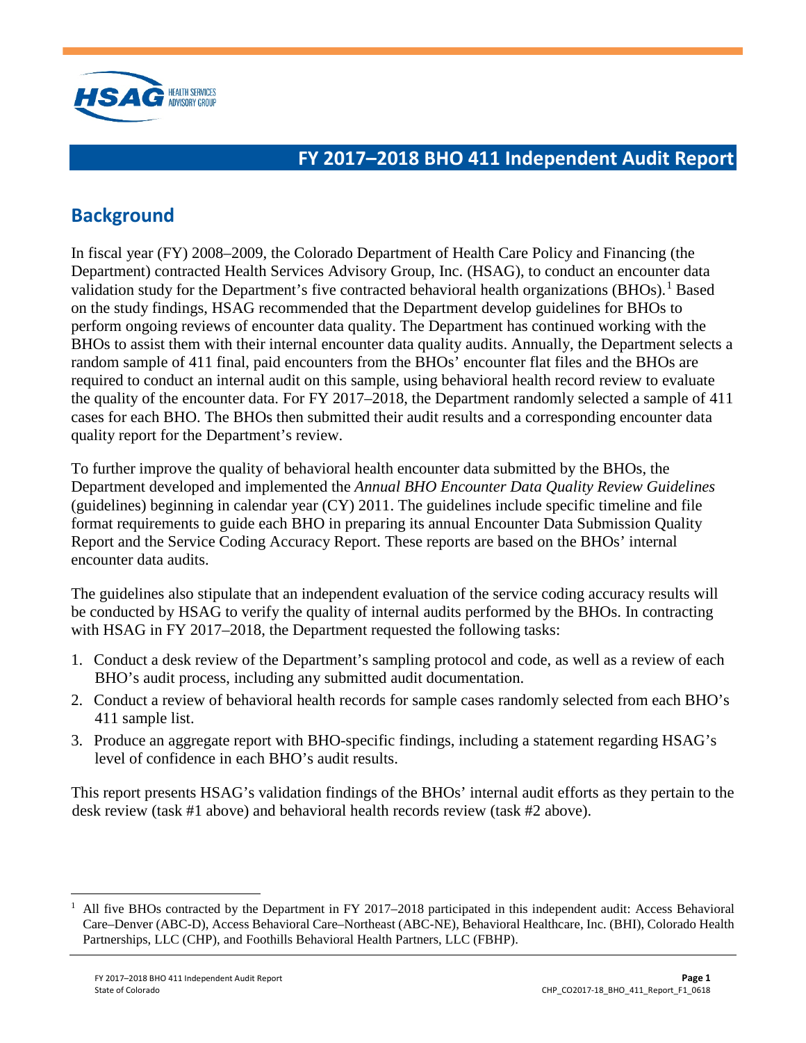# FY 2017–2018 BHO 411 Independent Audit Report

## Background

In fiscal year (FY) 2008–2009, the Colorado Department of Health Care Policy and Financing (the Department) contracted Health Services Advisory Group, Inc. (HSAG), to conduct an encounter data validation study for the Department's five contracted behavioral health organizations (BHOs).[1] Based on the study findings, HSAG recommended that the Department develop guidelines for BHOs to perform ongoing reviews of encounter data quality. The Department has continued working with the BHOs to assist them with their internal encounter data quality audits. Annually, the Department selects a random sample of 411 final, paid encounters from the BHOs' encounter flat files and the BHOs are required to conduct an internal audit on this sample, using behavioral health record review to evaluate the quality of the encounter data. For FY 2017–2018, the Department randomly selected a sample of 411 cases for each BHO. The BHOs then submitted their audit results and a corresponding encounter data quality report for the Department's review.

To further improve the quality of behavioral health encounter data submitted by the BHOs, the Department developed and implemented the *Annual BHO Encounter Data Quality Review Guidelines* (guidelines) beginning in calendar year (CY) 2011. The guidelines include specific timeline and file format requirements to guide each BHO in preparing its annual Encounter Data Submission Quality Report and the Service Coding Accuracy Report. These reports are based on the BHOs' internal encounter data audits.

The guidelines also stipulate that an independent evaluation of the service coding accuracy results will be conducted by HSAG to verify the quality of internal audits performed by the BHOs. In contracting with HSAG in FY 2017–2018, the Department requested the following tasks:

1. Conduct a desk review of the Department's sampling protocol and code, as well as a review of each BHO's audit process, including any submitted audit documentation.
2. Conduct a review of behavioral health records for sample cases randomly selected from each BHO's 411 sample list.
3. Produce an aggregate report with BHO-specific findings, including a statement regarding HSAG's level of confidence in each BHO's audit results.

This report presents HSAG's validation findings of the BHOs' internal audit efforts as they pertain to the desk review (task #1 above) and behavioral health records review (task #2 above).

[1] All five BHOs contracted by the Department in FY 2017–2018 participated in this independent audit: Access Behavioral Care–Denver (ABC-D), Access Behavioral Care–Northeast (ABC-NE), Behavioral Healthcare, Inc. (BHI), Colorado Health Partnerships, LLC (CHP), and Foothills Behavioral Health Partners, LLC (FBHP).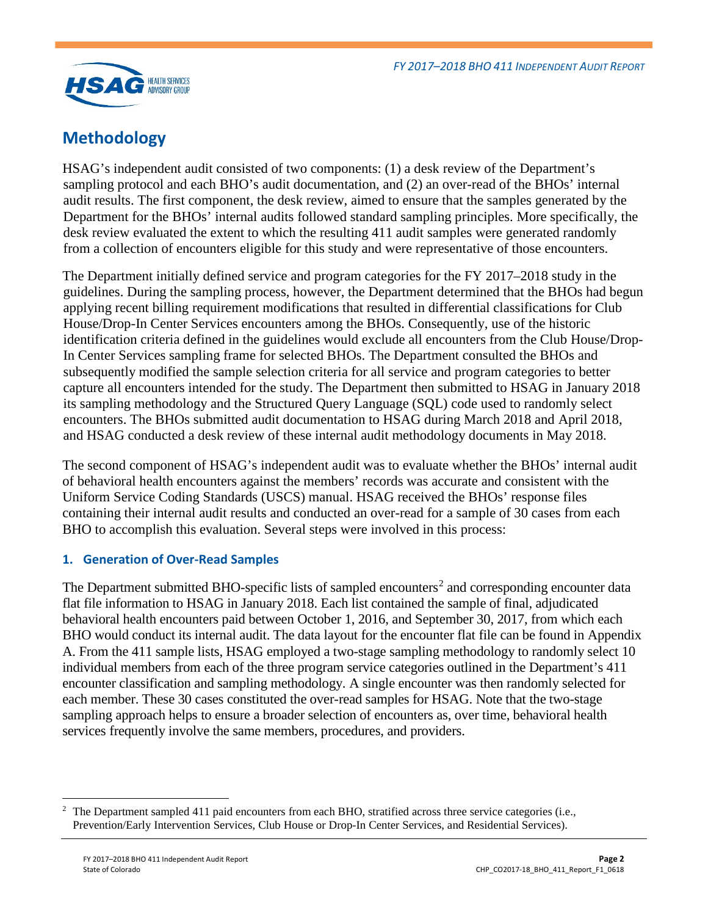## Methodology

HSAG's independent audit consisted of two components: (1) a desk review of the Department's sampling protocol and each BHO's audit documentation, and (2) an over-read of the BHOs' internal audit results. The first component, the desk review, aimed to ensure that the samples generated by the Department for the BHOs' internal audits followed standard sampling principles. More specifically, the desk review evaluated the extent to which the resulting 411 audit samples were generated randomly from a collection of encounters eligible for this study and were representative of those encounters.

The Department initially defined service and program categories for the FY 2017–2018 study in the guidelines. During the sampling process, however, the Department determined that the BHOs had begun applying recent billing requirement modifications that resulted in differential classifications for Club House/Drop-In Center Services encounters among the BHOs. Consequently, use of the historic identification criteria defined in the guidelines would exclude all encounters from the Club House/Drop-In Center Services sampling frame for selected BHOs. The Department consulted the BHOs and subsequently modified the sample selection criteria for all service and program categories to better capture all encounters intended for the study. The Department then submitted to HSAG in January 2018 its sampling methodology and the Structured Query Language (SQL) code used to randomly select encounters. The BHOs submitted audit documentation to HSAG during March 2018 and April 2018, and HSAG conducted a desk review of these internal audit methodology documents in May 2018.

The second component of HSAG's independent audit was to evaluate whether the BHOs' internal audit of behavioral health encounters against the members' records was accurate and consistent with the Uniform Service Coding Standards (USCS) manual. HSAG received the BHOs' response files containing their internal audit results and conducted an over-read for a sample of 30 cases from each BHO to accomplish this evaluation. Several steps were involved in this process:

### 1. Generation of Over-Read Samples

The Department submitted BHO-specific lists of sampled encounters[2] and corresponding encounter data flat file information to HSAG in January 2018. Each list contained the sample of final, adjudicated behavioral health encounters paid between October 1, 2016, and September 30, 2017, from which each BHO would conduct its internal audit. The data layout for the encounter flat file can be found in Appendix A. From the 411 sample lists, HSAG employed a two-stage sampling methodology to randomly select 10 individual members from each of the three program service categories outlined in the Department's 411 encounter classification and sampling methodology. A single encounter was then randomly selected for each member. These 30 cases constituted the over-read samples for HSAG. Note that the two-stage sampling approach helps to ensure a broader selection of encounters as, over time, behavioral health services frequently involve the same members, procedures, and providers.

[2] The Department sampled 411 paid encounters from each BHO, stratified across three service categories (i.e., Prevention/Early Intervention Services, Club House or Drop-In Center Services, and Residential Services).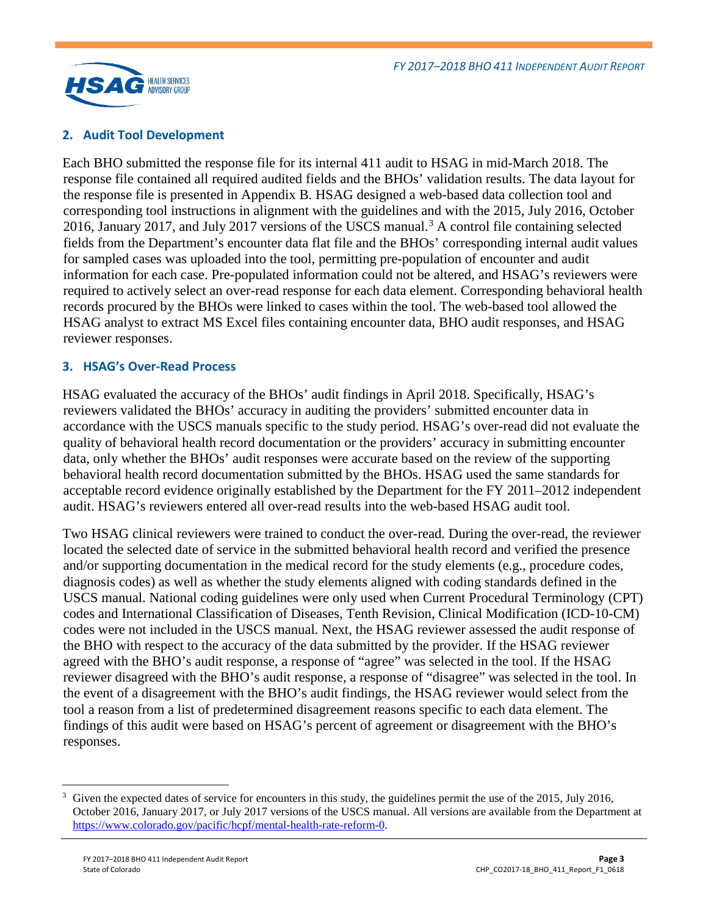## 2. Audit Tool Development

Each BHO submitted the response file for its internal 411 audit to HSAG in mid-March 2018. The response file contained all required audited fields and the BHOs' validation results. The data layout for the response file is presented in Appendix B. HSAG designed a web-based data collection tool and corresponding tool instructions in alignment with the guidelines and with the 2015, July 2016, October 2016, January 2017, and July 2017 versions of the USCS manual.[3] A control file containing selected fields from the Department's encounter data flat file and the BHOs' corresponding internal audit values for sampled cases was uploaded into the tool, permitting pre-population of encounter and audit information for each case. Pre-populated information could not be altered, and HSAG's reviewers were required to actively select an over-read response for each data element. Corresponding behavioral health records procured by the BHOs were linked to cases within the tool. The web-based tool allowed the HSAG analyst to extract MS Excel files containing encounter data, BHO audit responses, and HSAG reviewer responses.

## 3. HSAG's Over-Read Process

HSAG evaluated the accuracy of the BHOs' audit findings in April 2018. Specifically, HSAG's reviewers validated the BHOs' accuracy in auditing the providers' submitted encounter data in accordance with the USCS manuals specific to the study period. HSAG's over-read did not evaluate the quality of behavioral health record documentation or the providers' accuracy in submitting encounter data, only whether the BHOs' audit responses were accurate based on the review of the supporting behavioral health record documentation submitted by the BHOs. HSAG used the same standards for acceptable record evidence originally established by the Department for the FY 2011–2012 independent audit. HSAG's reviewers entered all over-read results into the web-based HSAG audit tool.

Two HSAG clinical reviewers were trained to conduct the over-read. During the over-read, the reviewer located the selected date of service in the submitted behavioral health record and verified the presence and/or supporting documentation in the medical record for the study elements (e.g., procedure codes, diagnosis codes) as well as whether the study elements aligned with coding standards defined in the USCS manual. National coding guidelines were only used when Current Procedural Terminology (CPT) codes and International Classification of Diseases, Tenth Revision, Clinical Modification (ICD-10-CM) codes were not included in the USCS manual. Next, the HSAG reviewer assessed the audit response of the BHO with respect to the accuracy of the data submitted by the provider. If the HSAG reviewer agreed with the BHO's audit response, a response of "agree" was selected in the tool. If the HSAG reviewer disagreed with the BHO's audit response, a response of "disagree" was selected in the tool. In the event of a disagreement with the BHO's audit findings, the HSAG reviewer would select from the tool a reason from a list of predetermined disagreement reasons specific to each data element. The findings of this audit were based on HSAG's percent of agreement or disagreement with the BHO's responses.

[3] Given the expected dates of service for encounters in this study, the guidelines permit the use of the 2015, July 2016, October 2016, January 2017, or July 2017 versions of the USCS manual. All versions are available from the Department at https://www.colorado.gov/pacific/hcpf/mental-health-rate-reform-0.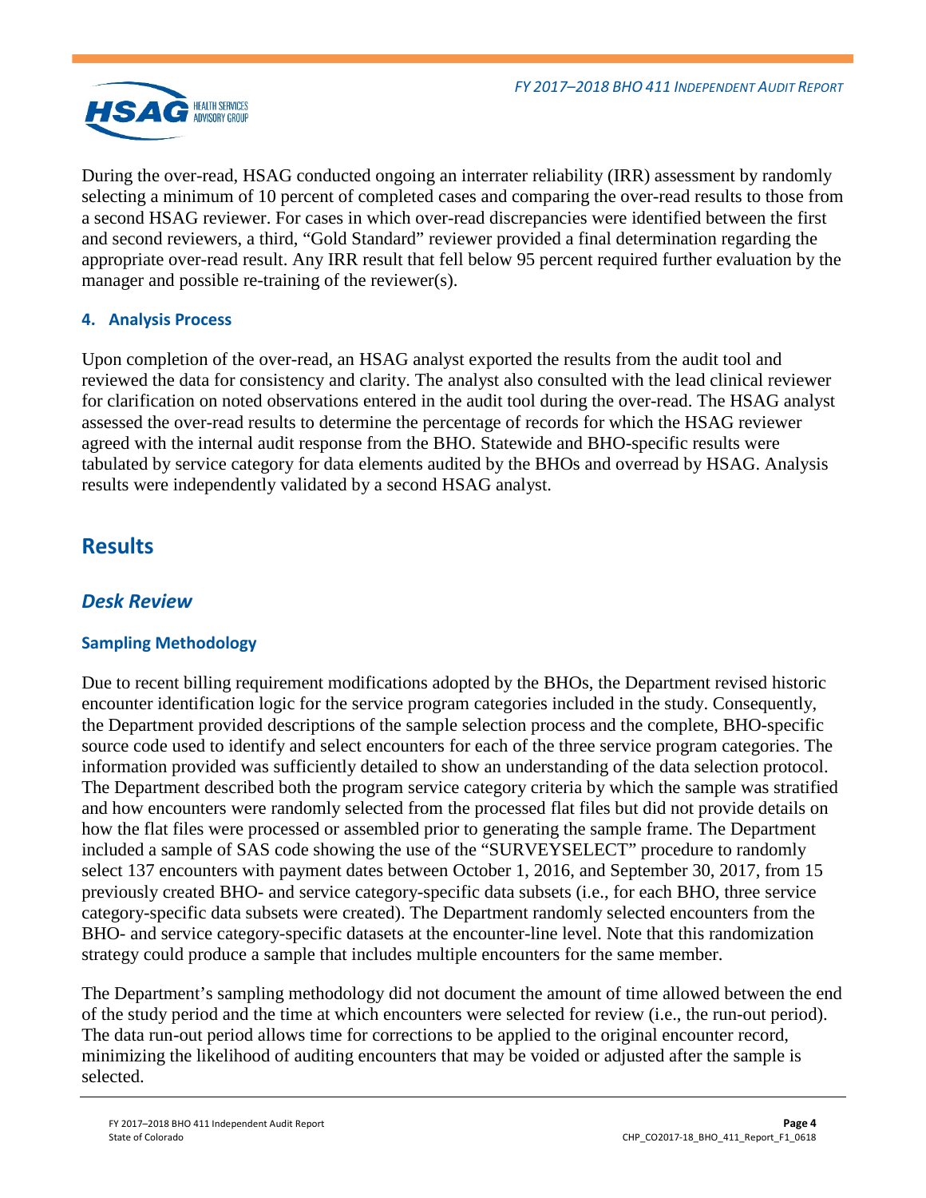During the over-read, HSAG conducted ongoing an interrater reliability (IRR) assessment by randomly selecting a minimum of 10 percent of completed cases and comparing the over-read results to those from a second HSAG reviewer. For cases in which over-read discrepancies were identified between the first and second reviewers, a third, "Gold Standard" reviewer provided a final determination regarding the appropriate over-read result. Any IRR result that fell below 95 percent required further evaluation by the manager and possible re-training of the reviewer(s).

#### 4. Analysis Process

Upon completion of the over-read, an HSAG analyst exported the results from the audit tool and reviewed the data for consistency and clarity. The analyst also consulted with the lead clinical reviewer for clarification on noted observations entered in the audit tool during the over-read. The HSAG analyst assessed the over-read results to determine the percentage of records for which the HSAG reviewer agreed with the internal audit response from the BHO. Statewide and BHO-specific results were tabulated by service category for data elements audited by the BHOs and overread by HSAG. Analysis results were independently validated by a second HSAG analyst.

## Results

### *Desk Review*

#### Sampling Methodology

Due to recent billing requirement modifications adopted by the BHOs, the Department revised historic encounter identification logic for the service program categories included in the study. Consequently, the Department provided descriptions of the sample selection process and the complete, BHO-specific source code used to identify and select encounters for each of the three service program categories. The information provided was sufficiently detailed to show an understanding of the data selection protocol. The Department described both the program service category criteria by which the sample was stratified and how encounters were randomly selected from the processed flat files but did not provide details on how the flat files were processed or assembled prior to generating the sample frame. The Department included a sample of SAS code showing the use of the "SURVEYSELECT" procedure to randomly select 137 encounters with payment dates between October 1, 2016, and September 30, 2017, from 15 previously created BHO- and service category-specific data subsets (i.e., for each BHO, three service category-specific data subsets were created). The Department randomly selected encounters from the BHO- and service category-specific datasets at the encounter-line level. Note that this randomization strategy could produce a sample that includes multiple encounters for the same member.

The Department's sampling methodology did not document the amount of time allowed between the end of the study period and the time at which encounters were selected for review (i.e., the run-out period). The data run-out period allows time for corrections to be applied to the original encounter record, minimizing the likelihood of auditing encounters that may be voided or adjusted after the sample is selected.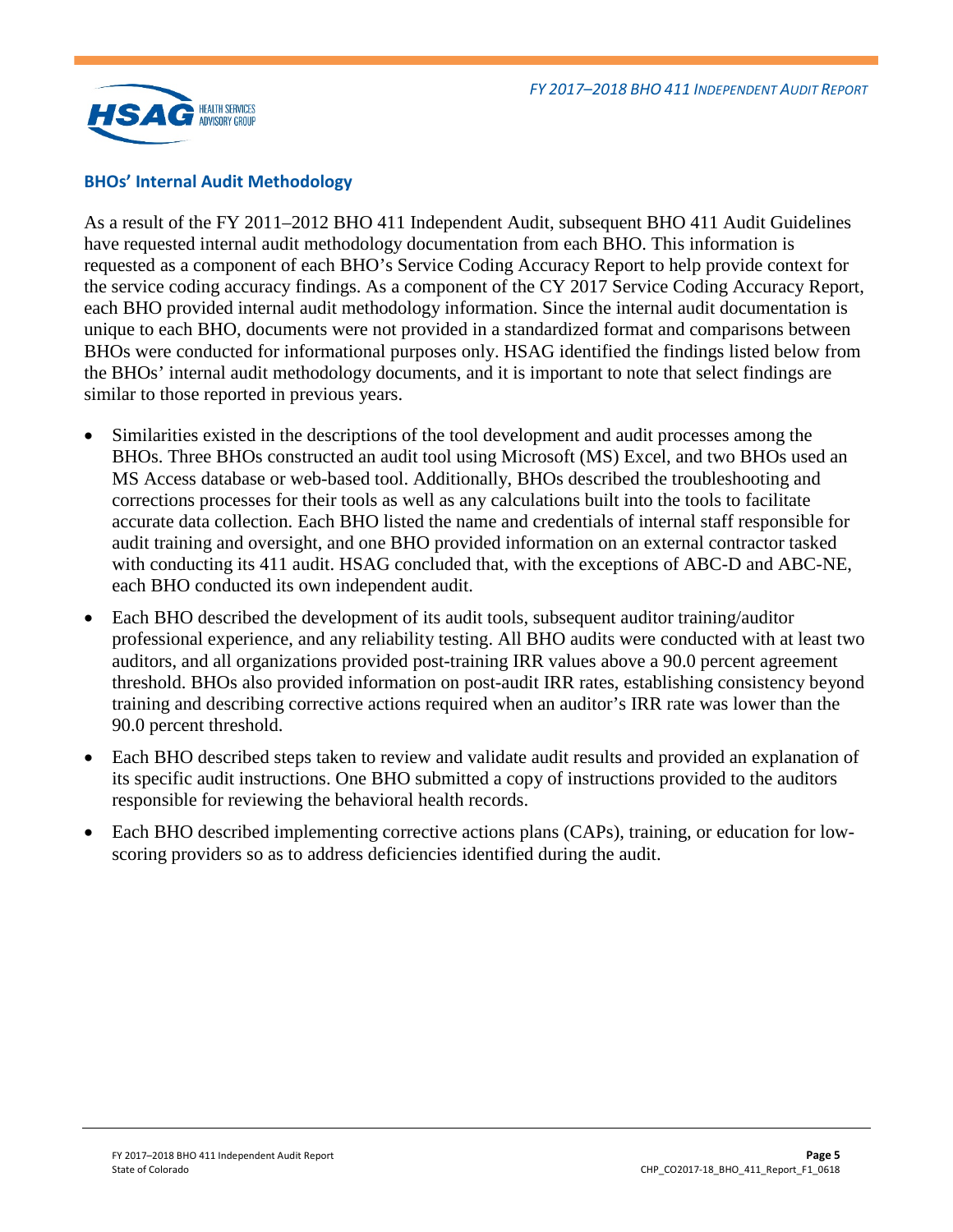### BHOs' Internal Audit Methodology

As a result of the FY 2011–2012 BHO 411 Independent Audit, subsequent BHO 411 Audit Guidelines have requested internal audit methodology documentation from each BHO. This information is requested as a component of each BHO's Service Coding Accuracy Report to help provide context for the service coding accuracy findings. As a component of the CY 2017 Service Coding Accuracy Report, each BHO provided internal audit methodology information. Since the internal audit documentation is unique to each BHO, documents were not provided in a standardized format and comparisons between BHOs were conducted for informational purposes only. HSAG identified the findings listed below from the BHOs' internal audit methodology documents, and it is important to note that select findings are similar to those reported in previous years.

- Similarities existed in the descriptions of the tool development and audit processes among the BHOs. Three BHOs constructed an audit tool using Microsoft (MS) Excel, and two BHOs used an MS Access database or web-based tool. Additionally, BHOs described the troubleshooting and corrections processes for their tools as well as any calculations built into the tools to facilitate accurate data collection. Each BHO listed the name and credentials of internal staff responsible for audit training and oversight, and one BHO provided information on an external contractor tasked with conducting its 411 audit. HSAG concluded that, with the exceptions of ABC-D and ABC-NE, each BHO conducted its own independent audit.
- Each BHO described the development of its audit tools, subsequent auditor training/auditor professional experience, and any reliability testing. All BHO audits were conducted with at least two auditors, and all organizations provided post-training IRR values above a 90.0 percent agreement threshold. BHOs also provided information on post-audit IRR rates, establishing consistency beyond training and describing corrective actions required when an auditor's IRR rate was lower than the 90.0 percent threshold.
- Each BHO described steps taken to review and validate audit results and provided an explanation of its specific audit instructions. One BHO submitted a copy of instructions provided to the auditors responsible for reviewing the behavioral health records.
- Each BHO described implementing corrective actions plans (CAPs), training, or education for low-scoring providers so as to address deficiencies identified during the audit.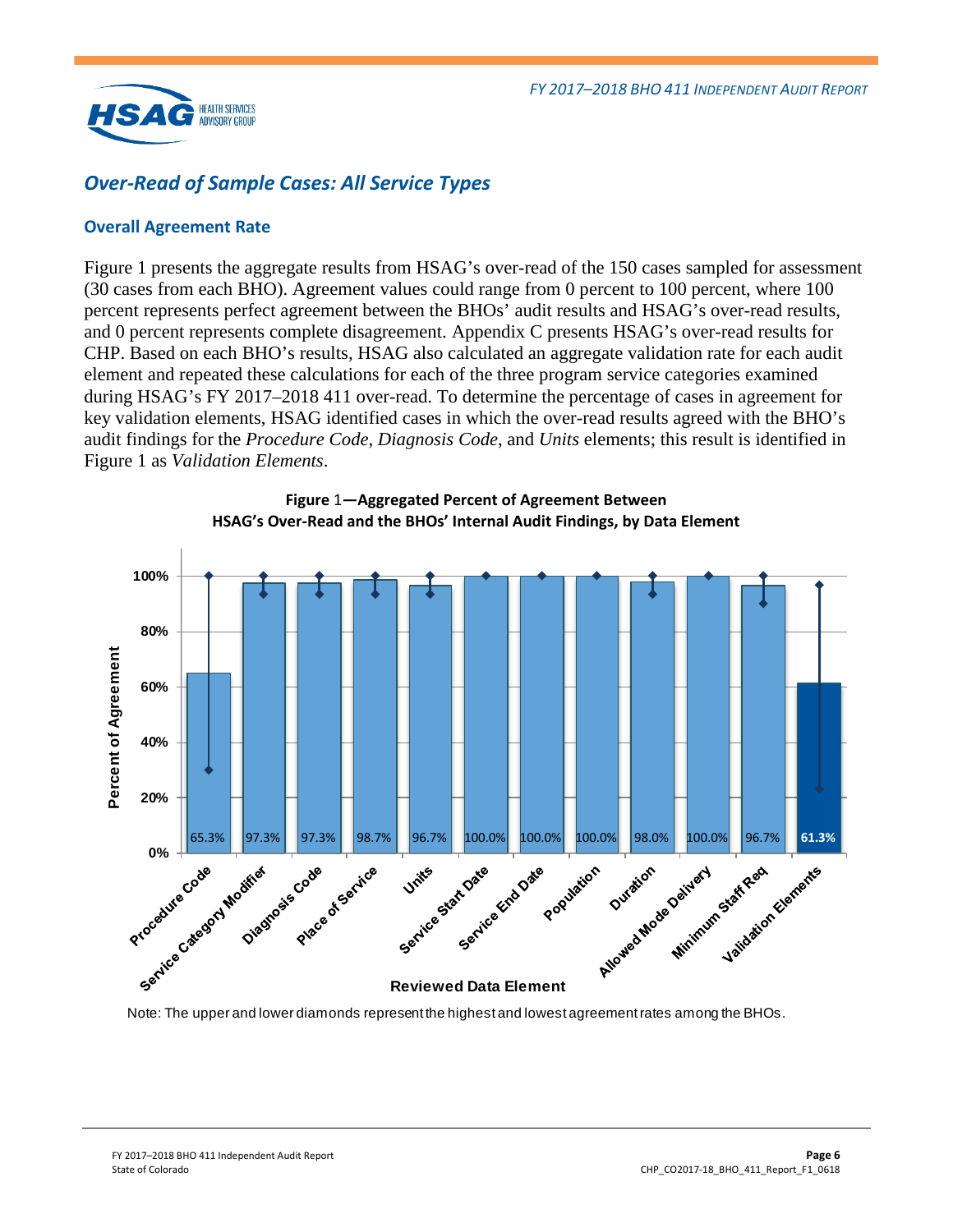## *Over-Read of Sample Cases: All Service Types*

### Overall Agreement Rate

Figure 1 presents the aggregate results from HSAG's over-read of the 150 cases sampled for assessment (30 cases from each BHO). Agreement values could range from 0 percent to 100 percent, where 100 percent represents perfect agreement between the BHOs' audit results and HSAG's over-read results, and 0 percent represents complete disagreement. Appendix C presents HSAG's over-read results for CHP. Based on each BHO's results, HSAG also calculated an aggregate validation rate for each audit element and repeated these calculations for each of the three program service categories examined during HSAG's FY 2017–2018 411 over-read. To determine the percentage of cases in agreement for key validation elements, HSAG identified cases in which the over-read results agreed with the BHO's audit findings for the *Procedure Code*, *Diagnosis Code*, and *Units* elements; this result is identified in Figure 1 as *Validation Elements*.

**Figure 1—Aggregated Percent of Agreement Between HSAG's Over-Read and the BHOs' Internal Audit Findings, by Data Element**

| Reviewed Data Element | Percent of Agreement |
|---|---|
| Procedure Code | 65.3% |
| Service Category Modifier | 97.3% |
| Diagnosis Code | 97.3% |
| Place of Service | 98.7% |
| Units | 96.7% |
| Service Start Date | 100.0% |
| Service End Date | 100.0% |
| Population | 100.0% |
| Duration | 98.0% |
| Allowed Mode Delivery | 100.0% |
| Minimum Staff Req | 96.7% |
| Validation Elements | 61.3% |

Note: The upper and lower diamonds represent the highest and lowest agreement rates among the BHOs.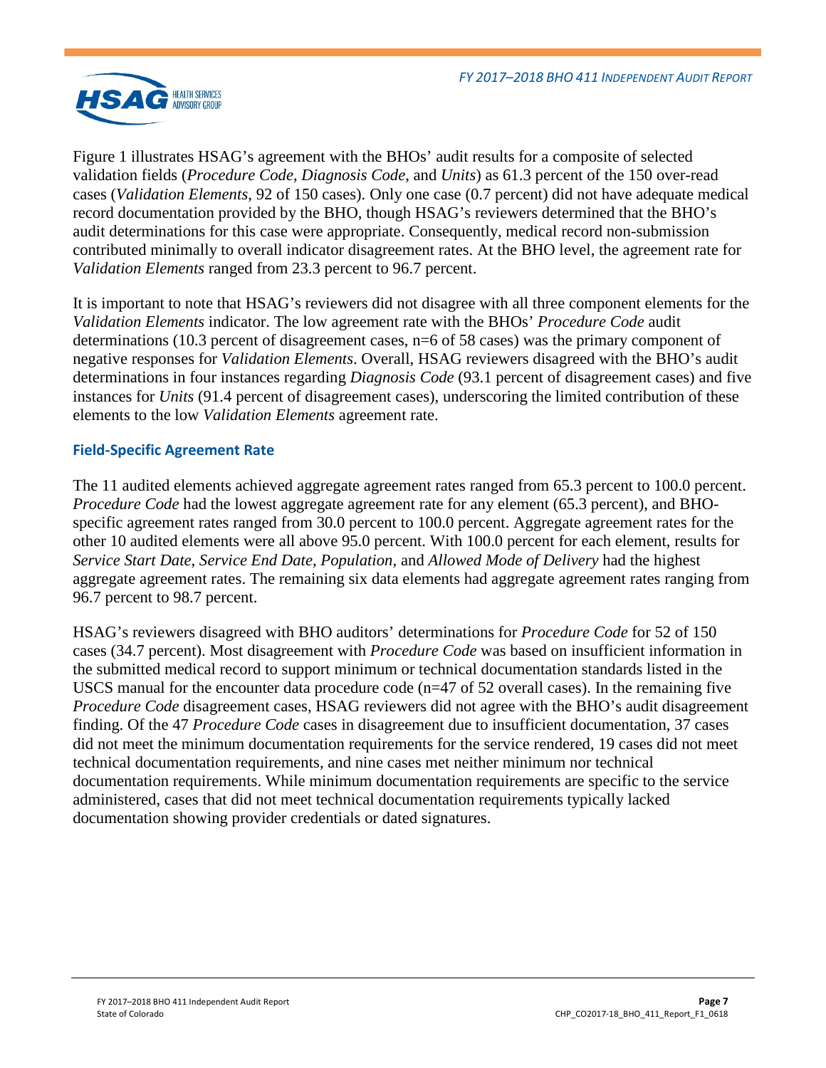Figure 1 illustrates HSAG's agreement with the BHOs' audit results for a composite of selected validation fields (*Procedure Code*, *Diagnosis Code*, and *Units*) as 61.3 percent of the 150 over-read cases (*Validation Elements*, 92 of 150 cases). Only one case (0.7 percent) did not have adequate medical record documentation provided by the BHO, though HSAG's reviewers determined that the BHO's audit determinations for this case were appropriate. Consequently, medical record non-submission contributed minimally to overall indicator disagreement rates. At the BHO level, the agreement rate for *Validation Elements* ranged from 23.3 percent to 96.7 percent.

It is important to note that HSAG's reviewers did not disagree with all three component elements for the *Validation Elements* indicator. The low agreement rate with the BHOs' *Procedure Code* audit determinations (10.3 percent of disagreement cases, n=6 of 58 cases) was the primary component of negative responses for *Validation Elements*. Overall, HSAG reviewers disagreed with the BHO's audit determinations in four instances regarding *Diagnosis Code* (93.1 percent of disagreement cases) and five instances for *Units* (91.4 percent of disagreement cases), underscoring the limited contribution of these elements to the low *Validation Elements* agreement rate.

### Field-Specific Agreement Rate

The 11 audited elements achieved aggregate agreement rates ranged from 65.3 percent to 100.0 percent. *Procedure Code* had the lowest aggregate agreement rate for any element (65.3 percent), and BHO-specific agreement rates ranged from 30.0 percent to 100.0 percent. Aggregate agreement rates for the other 10 audited elements were all above 95.0 percent. With 100.0 percent for each element, results for *Service Start Date*, *Service End Date*, *Population,* and *Allowed Mode of Delivery* had the highest aggregate agreement rates. The remaining six data elements had aggregate agreement rates ranging from 96.7 percent to 98.7 percent.

HSAG's reviewers disagreed with BHO auditors' determinations for *Procedure Code* for 52 of 150 cases (34.7 percent). Most disagreement with *Procedure Code* was based on insufficient information in the submitted medical record to support minimum or technical documentation standards listed in the USCS manual for the encounter data procedure code (n=47 of 52 overall cases). In the remaining five *Procedure Code* disagreement cases, HSAG reviewers did not agree with the BHO's audit disagreement finding. Of the 47 *Procedure Code* cases in disagreement due to insufficient documentation, 37 cases did not meet the minimum documentation requirements for the service rendered, 19 cases did not meet technical documentation requirements, and nine cases met neither minimum nor technical documentation requirements. While minimum documentation requirements are specific to the service administered, cases that did not meet technical documentation requirements typically lacked documentation showing provider credentials or dated signatures.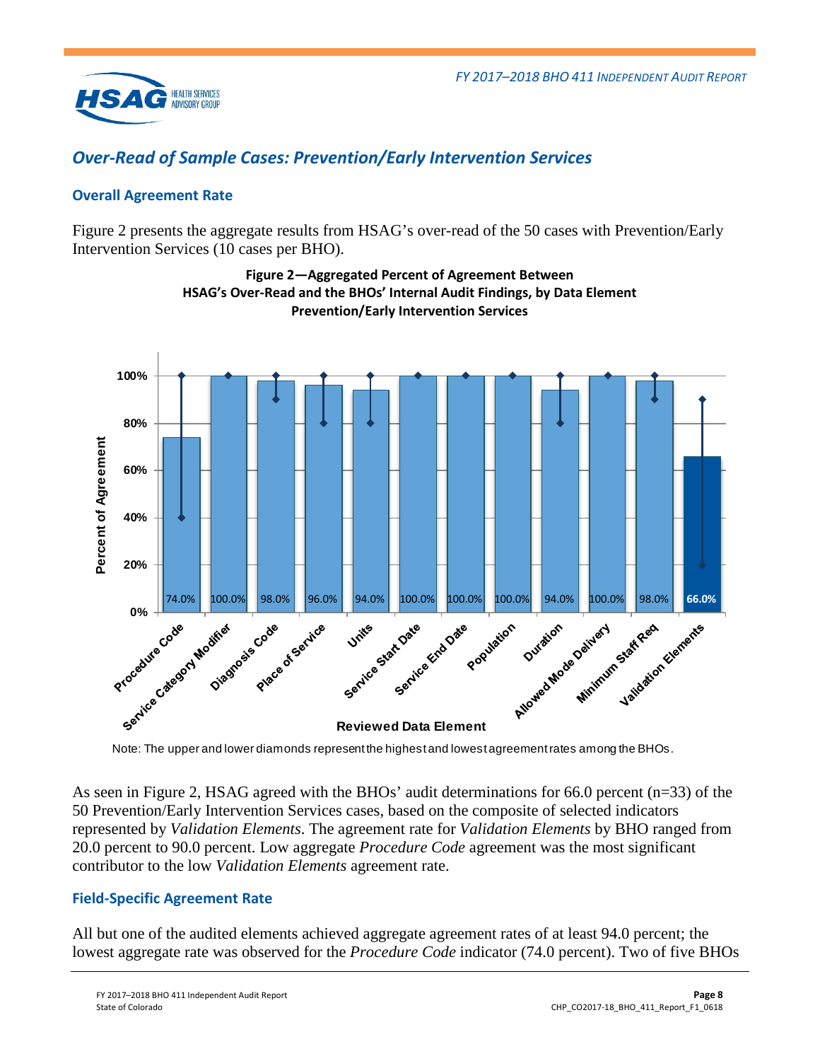## *Over-Read of Sample Cases: Prevention/Early Intervention Services*

### Overall Agreement Rate

Figure 2 presents the aggregate results from HSAG's over-read of the 50 cases with Prevention/Early Intervention Services (10 cases per BHO).

**Figure 2—Aggregated Percent of Agreement Between HSAG's Over-Read and the BHOs' Internal Audit Findings, by Data Element Prevention/Early Intervention Services**

| Reviewed Data Element | Percent of Agreement |
|---|---|
| Procedure Code | 74.0% |
| Service Category Modifier | 100.0% |
| Diagnosis Code | 98.0% |
| Place of Service | 96.0% |
| Units | 94.0% |
| Service Start Date | 100.0% |
| Service End Date | 100.0% |
| Population | 100.0% |
| Duration | 94.0% |
| Allowed Mode Delivery | 100.0% |
| Minimum Staff Req | 98.0% |
| Validation Elements | 66.0% |

Note: The upper and lower diamonds represent the highest and lowest agreement rates among the BHOs.

As seen in Figure 2, HSAG agreed with the BHOs' audit determinations for 66.0 percent (n=33) of the 50 Prevention/Early Intervention Services cases, based on the composite of selected indicators represented by *Validation Elements*. The agreement rate for *Validation Elements* by BHO ranged from 20.0 percent to 90.0 percent. Low aggregate *Procedure Code* agreement was the most significant contributor to the low *Validation Elements* agreement rate.

### Field-Specific Agreement Rate

All but one of the audited elements achieved aggregate agreement rates of at least 94.0 percent; the lowest aggregate rate was observed for the *Procedure Code* indicator (74.0 percent). Two of five BHOs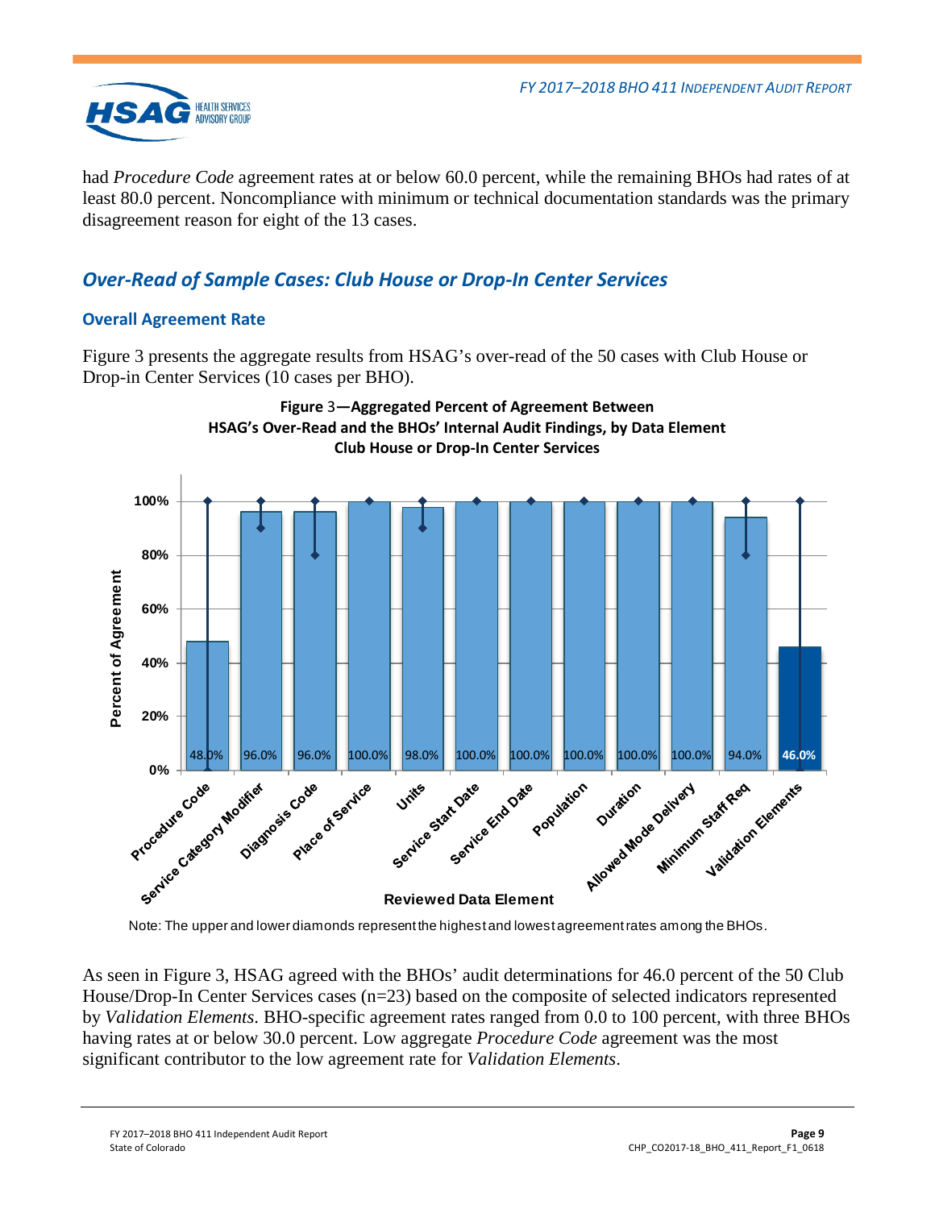had *Procedure Code* agreement rates at or below 60.0 percent, while the remaining BHOs had rates of at least 80.0 percent. Noncompliance with minimum or technical documentation standards was the primary disagreement reason for eight of the 13 cases.

## *Over-Read of Sample Cases: Club House or Drop-In Center Services*

### Overall Agreement Rate

Figure 3 presents the aggregate results from HSAG's over-read of the 50 cases with Club House or Drop-in Center Services (10 cases per BHO).

**Figure 3—Aggregated Percent of Agreement Between HSAG's Over-Read and the BHOs' Internal Audit Findings, by Data Element Club House or Drop-In Center Services**

| Reviewed Data Element | Percent of Agreement |
|---|---|
| Procedure Code | 48.0% |
| Service Category Modifier | 96.0% |
| Diagnosis Code | 96.0% |
| Place of Service | 100.0% |
| Units | 98.0% |
| Service Start Date | 100.0% |
| Service End Date | 100.0% |
| Population | 100.0% |
| Duration | 100.0% |
| Allowed Mode Delivery | 100.0% |
| Minimum Staff Req | 94.0% |
| Validation Elements | 46.0% |

Note: The upper and lower diamonds represent the highest and lowest agreement rates among the BHOs.

As seen in Figure 3, HSAG agreed with the BHOs' audit determinations for 46.0 percent of the 50 Club House/Drop-In Center Services cases (n=23) based on the composite of selected indicators represented by *Validation Elements*. BHO-specific agreement rates ranged from 0.0 to 100 percent, with three BHOs having rates at or below 30.0 percent. Low aggregate *Procedure Code* agreement was the most significant contributor to the low agreement rate for *Validation Elements*.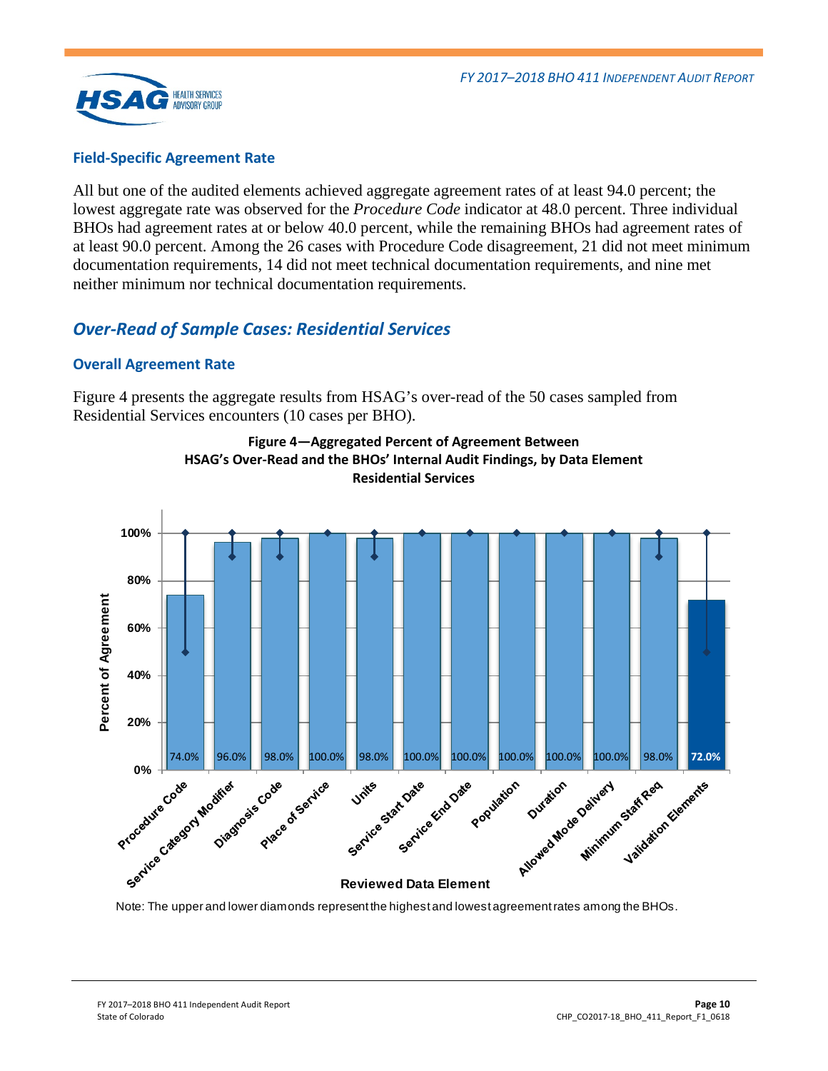### Field-Specific Agreement Rate

All but one of the audited elements achieved aggregate agreement rates of at least 94.0 percent; the lowest aggregate rate was observed for the *Procedure Code* indicator at 48.0 percent. Three individual BHOs had agreement rates at or below 40.0 percent, while the remaining BHOs had agreement rates of at least 90.0 percent. Among the 26 cases with Procedure Code disagreement, 21 did not meet minimum documentation requirements, 14 did not meet technical documentation requirements, and nine met neither minimum nor technical documentation requirements.

## *Over-Read of Sample Cases: Residential Services*

### Overall Agreement Rate

Figure 4 presents the aggregate results from HSAG's over-read of the 50 cases sampled from Residential Services encounters (10 cases per BHO).

**Figure 4—Aggregated Percent of Agreement Between HSAG's Over-Read and the BHOs' Internal Audit Findings, by Data Element Residential Services**

| Reviewed Data Element | Percent of Agreement |
|---|---|
| Procedure Code | 74.0% |
| Service Category Modifier | 96.0% |
| Diagnosis Code | 98.0% |
| Place of Service | 100.0% |
| Units | 98.0% |
| Service Start Date | 100.0% |
| Service End Date | 100.0% |
| Population | 100.0% |
| Duration | 100.0% |
| Allowed Mode Delivery | 100.0% |
| Minimum Staff Req | 98.0% |
| Validation Elements | 72.0% |

Note: The upper and lower diamonds represent the highest and lowest agreement rates among the BHOs.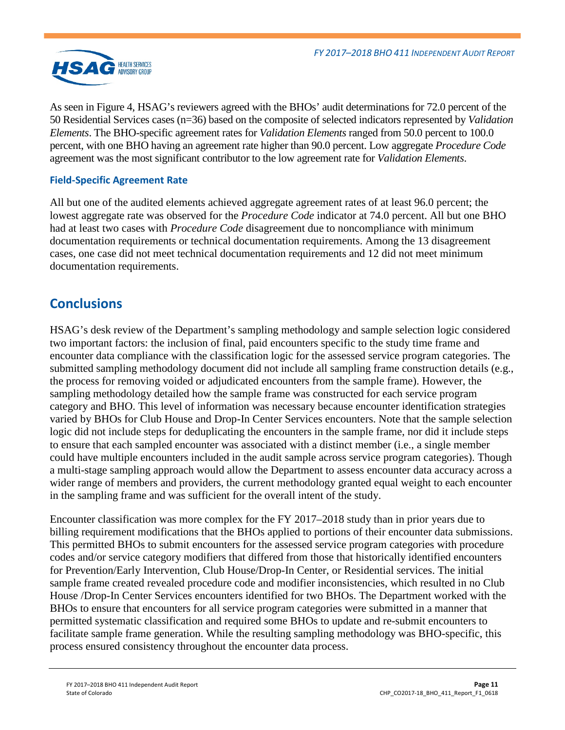As seen in Figure 4, HSAG's reviewers agreed with the BHOs' audit determinations for 72.0 percent of the 50 Residential Services cases (n=36) based on the composite of selected indicators represented by *Validation Elements*. The BHO-specific agreement rates for *Validation Elements* ranged from 50.0 percent to 100.0 percent, with one BHO having an agreement rate higher than 90.0 percent. Low aggregate *Procedure Code* agreement was the most significant contributor to the low agreement rate for *Validation Elements*.

### Field-Specific Agreement Rate

All but one of the audited elements achieved aggregate agreement rates of at least 96.0 percent; the lowest aggregate rate was observed for the *Procedure Code* indicator at 74.0 percent. All but one BHO had at least two cases with *Procedure Code* disagreement due to noncompliance with minimum documentation requirements or technical documentation requirements. Among the 13 disagreement cases, one case did not meet technical documentation requirements and 12 did not meet minimum documentation requirements.

## Conclusions

HSAG's desk review of the Department's sampling methodology and sample selection logic considered two important factors: the inclusion of final, paid encounters specific to the study time frame and encounter data compliance with the classification logic for the assessed service program categories. The submitted sampling methodology document did not include all sampling frame construction details (e.g., the process for removing voided or adjudicated encounters from the sample frame). However, the sampling methodology detailed how the sample frame was constructed for each service program category and BHO. This level of information was necessary because encounter identification strategies varied by BHOs for Club House and Drop-In Center Services encounters. Note that the sample selection logic did not include steps for deduplicating the encounters in the sample frame, nor did it include steps to ensure that each sampled encounter was associated with a distinct member (i.e., a single member could have multiple encounters included in the audit sample across service program categories). Though a multi-stage sampling approach would allow the Department to assess encounter data accuracy across a wider range of members and providers, the current methodology granted equal weight to each encounter in the sampling frame and was sufficient for the overall intent of the study.

Encounter classification was more complex for the FY 2017–2018 study than in prior years due to billing requirement modifications that the BHOs applied to portions of their encounter data submissions. This permitted BHOs to submit encounters for the assessed service program categories with procedure codes and/or service category modifiers that differed from those that historically identified encounters for Prevention/Early Intervention, Club House/Drop-In Center, or Residential services. The initial sample frame created revealed procedure code and modifier inconsistencies, which resulted in no Club House /Drop-In Center Services encounters identified for two BHOs. The Department worked with the BHOs to ensure that encounters for all service program categories were submitted in a manner that permitted systematic classification and required some BHOs to update and re-submit encounters to facilitate sample frame generation. While the resulting sampling methodology was BHO-specific, this process ensured consistency throughout the encounter data process.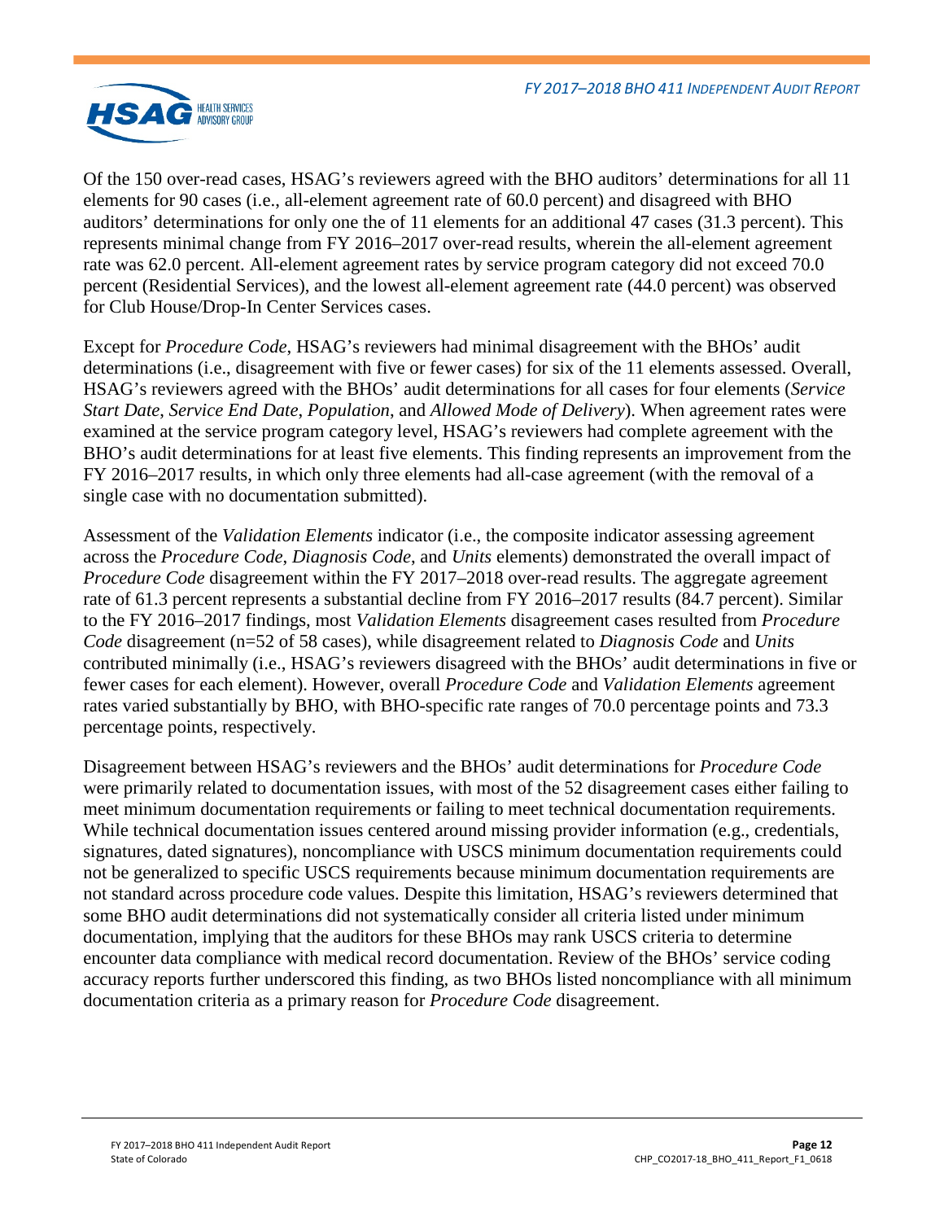Of the 150 over-read cases, HSAG's reviewers agreed with the BHO auditors' determinations for all 11 elements for 90 cases (i.e., all-element agreement rate of 60.0 percent) and disagreed with BHO auditors' determinations for only one the of 11 elements for an additional 47 cases (31.3 percent). This represents minimal change from FY 2016–2017 over-read results, wherein the all-element agreement rate was 62.0 percent. All-element agreement rates by service program category did not exceed 70.0 percent (Residential Services), and the lowest all-element agreement rate (44.0 percent) was observed for Club House/Drop-In Center Services cases.

Except for *Procedure Code*, HSAG's reviewers had minimal disagreement with the BHOs' audit determinations (i.e., disagreement with five or fewer cases) for six of the 11 elements assessed. Overall, HSAG's reviewers agreed with the BHOs' audit determinations for all cases for four elements (*Service Start Date*, *Service End Date*, *Population*, and *Allowed Mode of Delivery*). When agreement rates were examined at the service program category level, HSAG's reviewers had complete agreement with the BHO's audit determinations for at least five elements. This finding represents an improvement from the FY 2016–2017 results, in which only three elements had all-case agreement (with the removal of a single case with no documentation submitted).

Assessment of the *Validation Elements* indicator (i.e., the composite indicator assessing agreement across the *Procedure Code*, *Diagnosis Code*, and *Units* elements) demonstrated the overall impact of *Procedure Code* disagreement within the FY 2017–2018 over-read results. The aggregate agreement rate of 61.3 percent represents a substantial decline from FY 2016–2017 results (84.7 percent). Similar to the FY 2016–2017 findings, most *Validation Elements* disagreement cases resulted from *Procedure Code* disagreement (n=52 of 58 cases), while disagreement related to *Diagnosis Code* and *Units* contributed minimally (i.e., HSAG's reviewers disagreed with the BHOs' audit determinations in five or fewer cases for each element). However, overall *Procedure Code* and *Validation Elements* agreement rates varied substantially by BHO, with BHO-specific rate ranges of 70.0 percentage points and 73.3 percentage points, respectively.

Disagreement between HSAG's reviewers and the BHOs' audit determinations for *Procedure Code* were primarily related to documentation issues, with most of the 52 disagreement cases either failing to meet minimum documentation requirements or failing to meet technical documentation requirements. While technical documentation issues centered around missing provider information (e.g., credentials, signatures, dated signatures), noncompliance with USCS minimum documentation requirements could not be generalized to specific USCS requirements because minimum documentation requirements are not standard across procedure code values. Despite this limitation, HSAG's reviewers determined that some BHO audit determinations did not systematically consider all criteria listed under minimum documentation, implying that the auditors for these BHOs may rank USCS criteria to determine encounter data compliance with medical record documentation. Review of the BHOs' service coding accuracy reports further underscored this finding, as two BHOs listed noncompliance with all minimum documentation criteria as a primary reason for *Procedure Code* disagreement.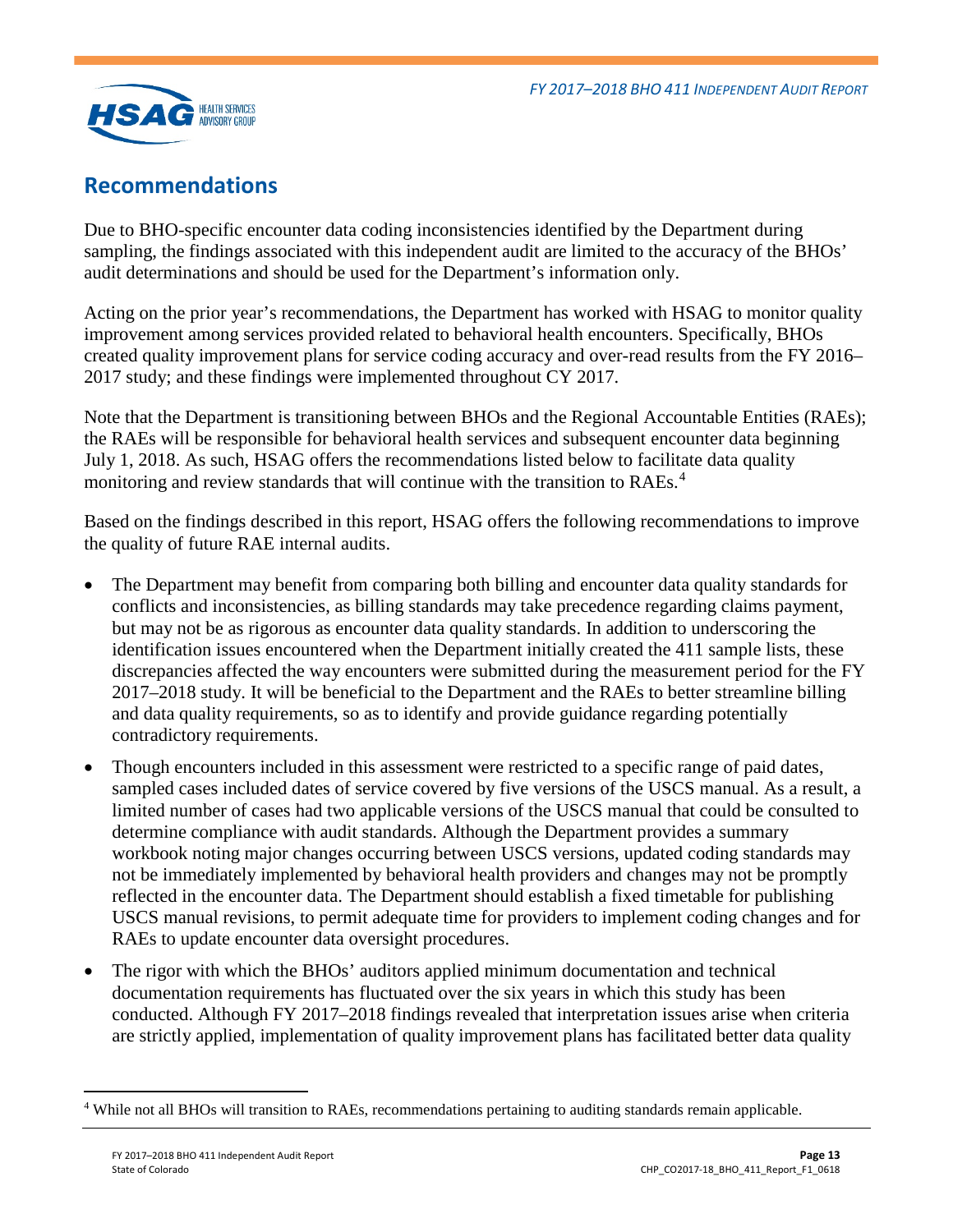## Recommendations

Due to BHO-specific encounter data coding inconsistencies identified by the Department during sampling, the findings associated with this independent audit are limited to the accuracy of the BHOs' audit determinations and should be used for the Department's information only.

Acting on the prior year's recommendations, the Department has worked with HSAG to monitor quality improvement among services provided related to behavioral health encounters. Specifically, BHOs created quality improvement plans for service coding accuracy and over-read results from the FY 2016–2017 study; and these findings were implemented throughout CY 2017.

Note that the Department is transitioning between BHOs and the Regional Accountable Entities (RAEs); the RAEs will be responsible for behavioral health services and subsequent encounter data beginning July 1, 2018. As such, HSAG offers the recommendations listed below to facilitate data quality monitoring and review standards that will continue with the transition to RAEs.[4]

Based on the findings described in this report, HSAG offers the following recommendations to improve the quality of future RAE internal audits.

- The Department may benefit from comparing both billing and encounter data quality standards for conflicts and inconsistencies, as billing standards may take precedence regarding claims payment, but may not be as rigorous as encounter data quality standards. In addition to underscoring the identification issues encountered when the Department initially created the 411 sample lists, these discrepancies affected the way encounters were submitted during the measurement period for the FY 2017–2018 study. It will be beneficial to the Department and the RAEs to better streamline billing and data quality requirements, so as to identify and provide guidance regarding potentially contradictory requirements.
- Though encounters included in this assessment were restricted to a specific range of paid dates, sampled cases included dates of service covered by five versions of the USCS manual. As a result, a limited number of cases had two applicable versions of the USCS manual that could be consulted to determine compliance with audit standards. Although the Department provides a summary workbook noting major changes occurring between USCS versions, updated coding standards may not be immediately implemented by behavioral health providers and changes may not be promptly reflected in the encounter data. The Department should establish a fixed timetable for publishing USCS manual revisions, to permit adequate time for providers to implement coding changes and for RAEs to update encounter data oversight procedures.
- The rigor with which the BHOs' auditors applied minimum documentation and technical documentation requirements has fluctuated over the six years in which this study has been conducted. Although FY 2017–2018 findings revealed that interpretation issues arise when criteria are strictly applied, implementation of quality improvement plans has facilitated better data quality

[4] While not all BHOs will transition to RAEs, recommendations pertaining to auditing standards remain applicable.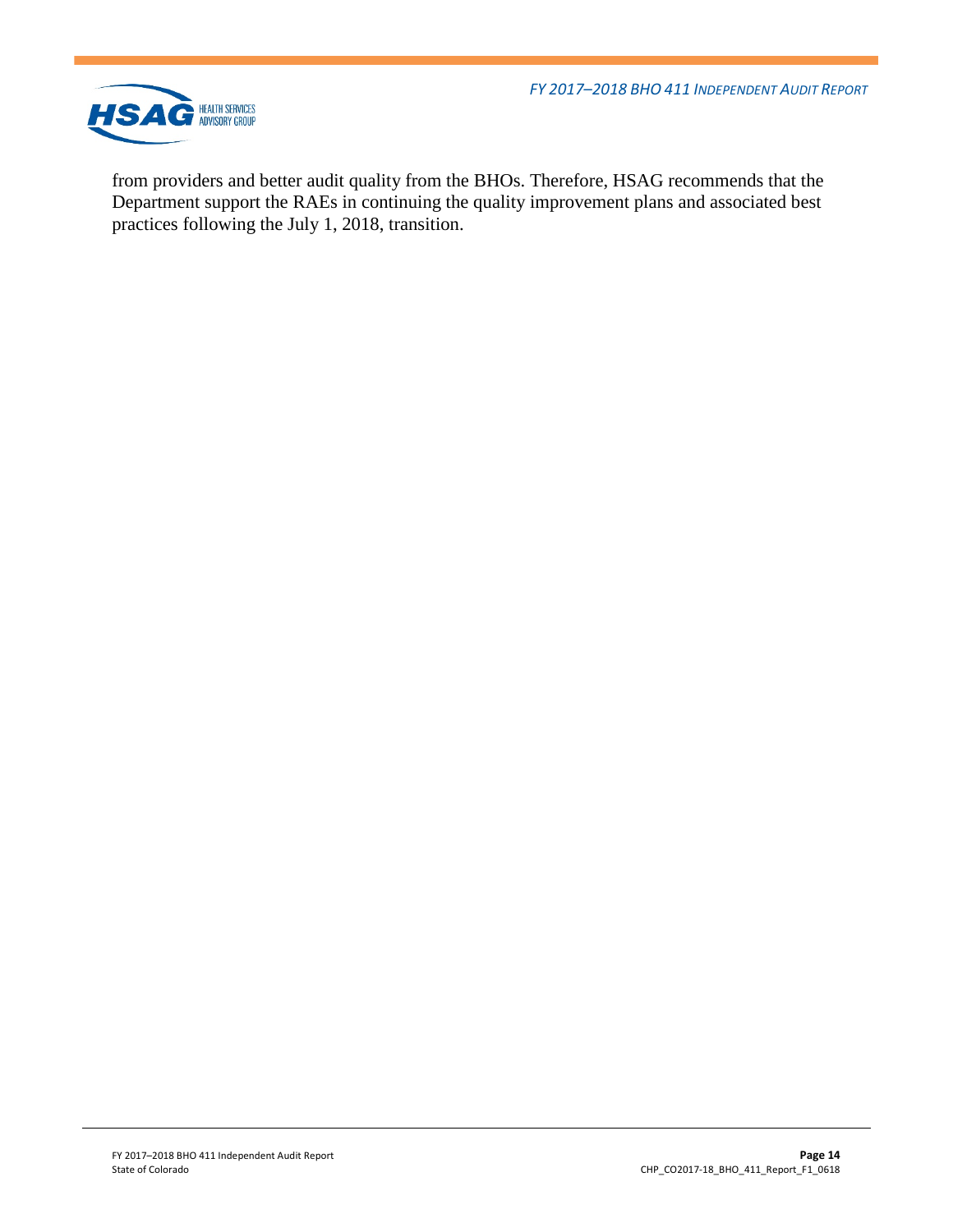from providers and better audit quality from the BHOs. Therefore, HSAG recommends that the Department support the RAEs in continuing the quality improvement plans and associated best practices following the July 1, 2018, transition.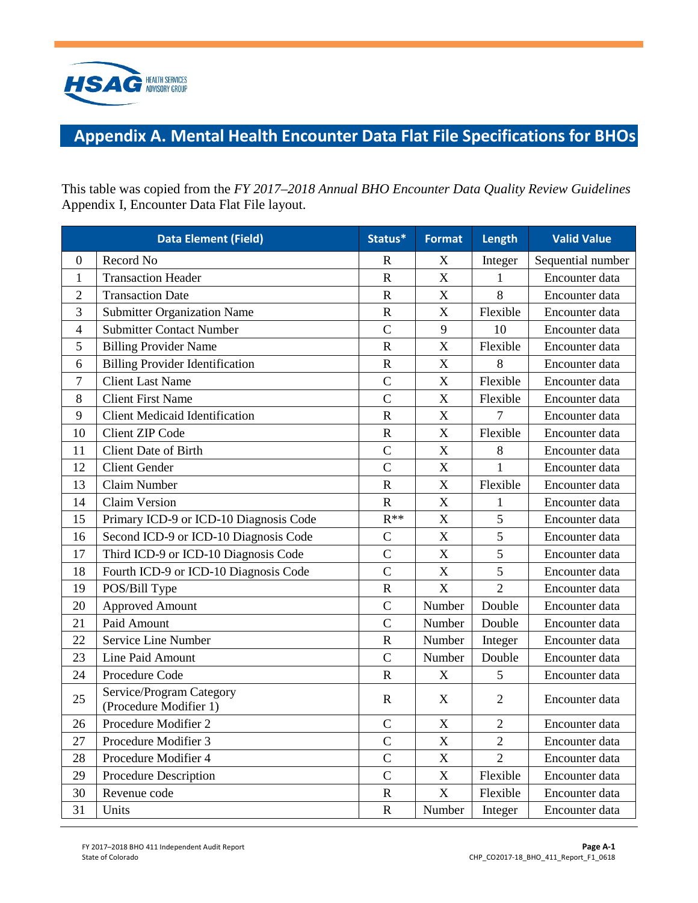# Appendix A. Mental Health Encounter Data Flat File Specifications for BHOs

This table was copied from the *FY 2017–2018 Annual BHO Encounter Data Quality Review Guidelines* Appendix I, Encounter Data Flat File layout.

| | Data Element (Field) | Status* | Format | Length | Valid Value |
|---|---|---|---|---|---|
| 0 | Record No | R | X | Integer | Sequential number |
| 1 | Transaction Header | R | X | 1 | Encounter data |
| 2 | Transaction Date | R | X | 8 | Encounter data |
| 3 | Submitter Organization Name | R | X | Flexible | Encounter data |
| 4 | Submitter Contact Number | C | 9 | 10 | Encounter data |
| 5 | Billing Provider Name | R | X | Flexible | Encounter data |
| 6 | Billing Provider Identification | R | X | 8 | Encounter data |
| 7 | Client Last Name | C | X | Flexible | Encounter data |
| 8 | Client First Name | C | X | Flexible | Encounter data |
| 9 | Client Medicaid Identification | R | X | 7 | Encounter data |
| 10 | Client ZIP Code | R | X | Flexible | Encounter data |
| 11 | Client Date of Birth | C | X | 8 | Encounter data |
| 12 | Client Gender | C | X | 1 | Encounter data |
| 13 | Claim Number | R | X | Flexible | Encounter data |
| 14 | Claim Version | R | X | 1 | Encounter data |
| 15 | Primary ICD-9 or ICD-10 Diagnosis Code | R** | X | 5 | Encounter data |
| 16 | Second ICD-9 or ICD-10 Diagnosis Code | C | X | 5 | Encounter data |
| 17 | Third ICD-9 or ICD-10 Diagnosis Code | C | X | 5 | Encounter data |
| 18 | Fourth ICD-9 or ICD-10 Diagnosis Code | C | X | 5 | Encounter data |
| 19 | POS/Bill Type | R | X | 2 | Encounter data |
| 20 | Approved Amount | C | Number | Double | Encounter data |
| 21 | Paid Amount | C | Number | Double | Encounter data |
| 22 | Service Line Number | R | Number | Integer | Encounter data |
| 23 | Line Paid Amount | C | Number | Double | Encounter data |
| 24 | Procedure Code | R | X | 5 | Encounter data |
| 25 | Service/Program Category (Procedure Modifier 1) | R | X | 2 | Encounter data |
| 26 | Procedure Modifier 2 | C | X | 2 | Encounter data |
| 27 | Procedure Modifier 3 | C | X | 2 | Encounter data |
| 28 | Procedure Modifier 4 | C | X | 2 | Encounter data |
| 29 | Procedure Description | C | X | Flexible | Encounter data |
| 30 | Revenue code | R | X | Flexible | Encounter data |
| 31 | Units | R | Number | Integer | Encounter data |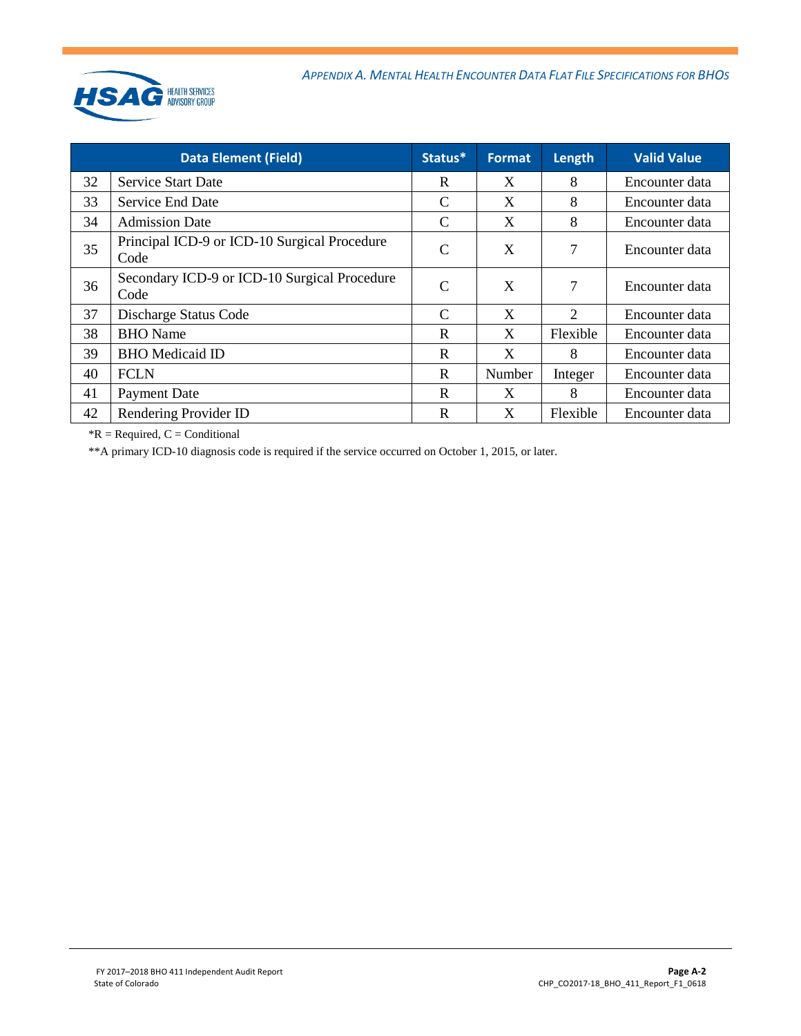| | Data Element (Field) | Status* | Format | Length | Valid Value |
|---|---|---|---|---|---|
| 32 | Service Start Date | R | X | 8 | Encounter data |
| 33 | Service End Date | C | X | 8 | Encounter data |
| 34 | Admission Date | C | X | 8 | Encounter data |
| 35 | Principal ICD-9 or ICD-10 Surgical Procedure Code | C | X | 7 | Encounter data |
| 36 | Secondary ICD-9 or ICD-10 Surgical Procedure Code | C | X | 7 | Encounter data |
| 37 | Discharge Status Code | C | X | 2 | Encounter data |
| 38 | BHO Name | R | X | Flexible | Encounter data |
| 39 | BHO Medicaid ID | R | X | 8 | Encounter data |
| 40 | FCLN | R | Number | Integer | Encounter data |
| 41 | Payment Date | R | X | 8 | Encounter data |
| 42 | Rendering Provider ID | R | X | Flexible | Encounter data |

*R = Required, C = Conditional

**A primary ICD-10 diagnosis code is required if the service occurred on October 1, 2015, or later.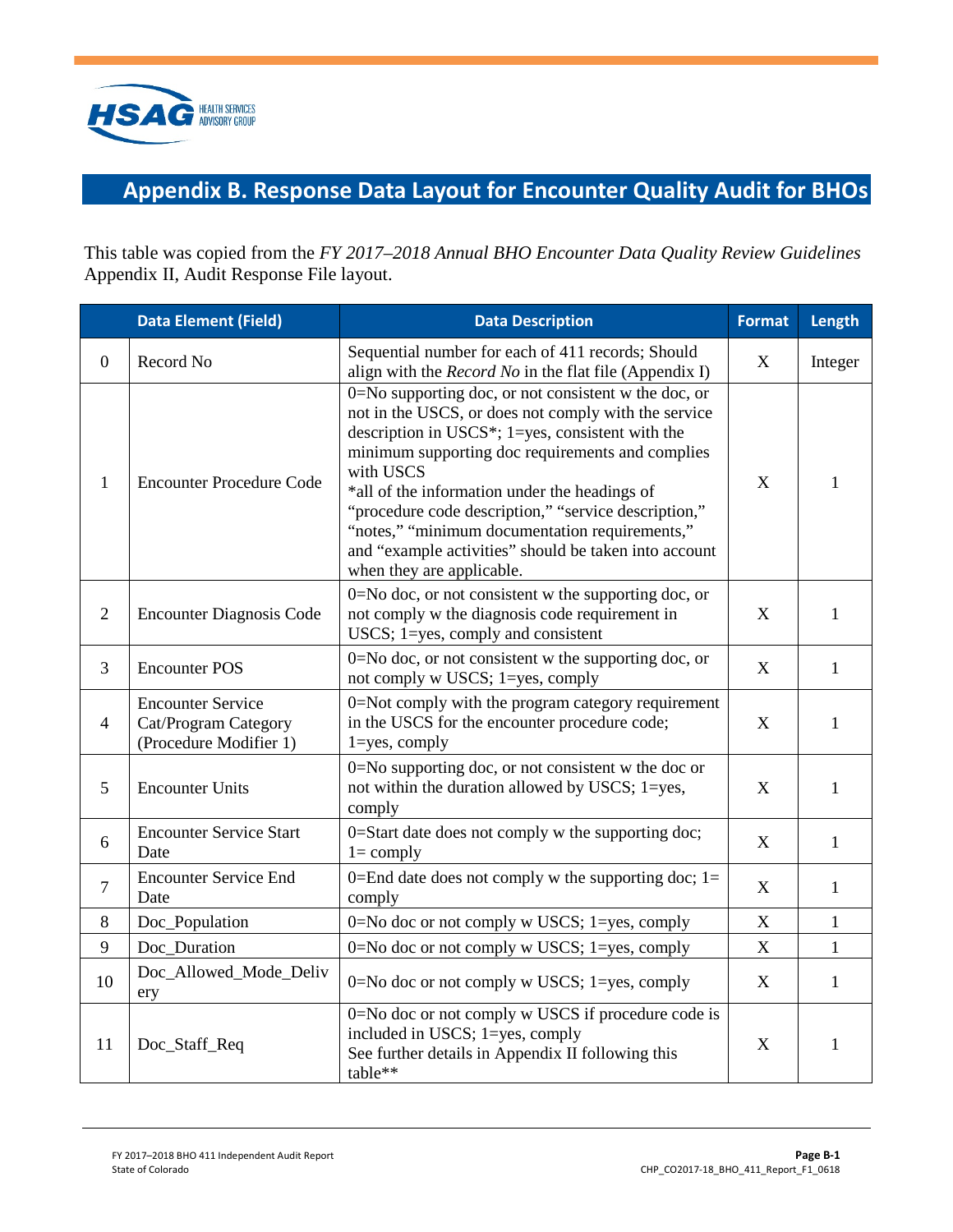# Appendix B. Response Data Layout for Encounter Quality Audit for BHOs

This table was copied from the *FY 2017–2018 Annual BHO Encounter Data Quality Review Guidelines* Appendix II, Audit Response File layout.

| | Data Element (Field) | Data Description | Format | Length |
|---|---|---|---|---|
| 0 | Record No | Sequential number for each of 411 records; Should align with the *Record No* in the flat file (Appendix I) | X | Integer |
| 1 | Encounter Procedure Code | 0=No supporting doc, or not consistent w the doc, or not in the USCS, or does not comply with the service description in USCS*; 1=yes, consistent with the minimum supporting doc requirements and complies with USCS<br>*all of the information under the headings of "procedure code description," "service description," "notes," "minimum documentation requirements," and "example activities" should be taken into account when they are applicable. | X | 1 |
| 2 | Encounter Diagnosis Code | 0=No doc, or not consistent w the supporting doc, or not comply w the diagnosis code requirement in USCS; 1=yes, comply and consistent | X | 1 |
| 3 | Encounter POS | 0=No doc, or not consistent w the supporting doc, or not comply w USCS; 1=yes, comply | X | 1 |
| 4 | Encounter Service Cat/Program Category (Procedure Modifier 1) | 0=Not comply with the program category requirement in the USCS for the encounter procedure code; 1=yes, comply | X | 1 |
| 5 | Encounter Units | 0=No supporting doc, or not consistent w the doc or not within the duration allowed by USCS; 1=yes, comply | X | 1 |
| 6 | Encounter Service Start Date | 0=Start date does not comply w the supporting doc; 1= comply | X | 1 |
| 7 | Encounter Service End Date | 0=End date does not comply w the supporting doc; 1= comply | X | 1 |
| 8 | Doc_Population | 0=No doc or not comply w USCS; 1=yes, comply | X | 1 |
| 9 | Doc_Duration | 0=No doc or not comply w USCS; 1=yes, comply | X | 1 |
| 10 | Doc_Allowed_Mode_Delivery | 0=No doc or not comply w USCS; 1=yes, comply | X | 1 |
| 11 | Doc_Staff_Req | 0=No doc or not comply w USCS if procedure code is included in USCS; 1=yes, comply<br>See further details in Appendix II following this table** | X | 1 |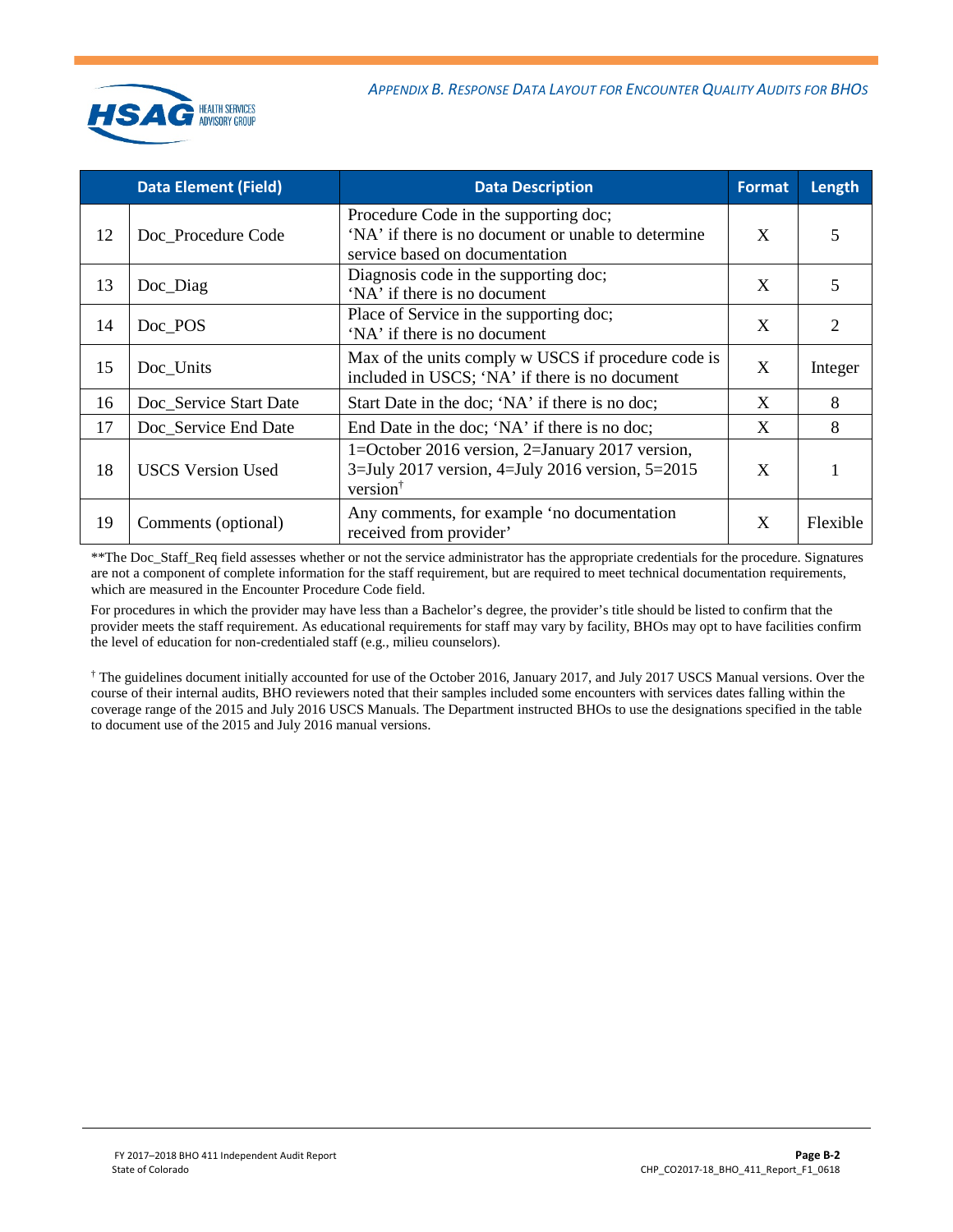| | Data Element (Field) | Data Description | Format | Length |
|---|---|---|---|---|
| 12 | Doc_Procedure Code | Procedure Code in the supporting doc; 'NA' if there is no document or unable to determine service based on documentation | X | 5 |
| 13 | Doc_Diag | Diagnosis code in the supporting doc; 'NA' if there is no document | X | 5 |
| 14 | Doc_POS | Place of Service in the supporting doc; 'NA' if there is no document | X | 2 |
| 15 | Doc_Units | Max of the units comply w USCS if procedure code is included in USCS; 'NA' if there is no document | X | Integer |
| 16 | Doc_Service Start Date | Start Date in the doc; 'NA' if there is no doc; | X | 8 |
| 17 | Doc_Service End Date | End Date in the doc; 'NA' if there is no doc; | X | 8 |
| 18 | USCS Version Used | 1=October 2016 version, 2=January 2017 version, 3=July 2017 version, 4=July 2016 version, 5=2015 version† | X | 1 |
| 19 | Comments (optional) | Any comments, for example 'no documentation received from provider' | X | Flexible |

**The Doc_Staff_Req field assesses whether or not the service administrator has the appropriate credentials for the procedure. Signatures are not a component of complete information for the staff requirement, but are required to meet technical documentation requirements, which are measured in the Encounter Procedure Code field.

For procedures in which the provider may have less than a Bachelor's degree, the provider's title should be listed to confirm that the provider meets the staff requirement. As educational requirements for staff may vary by facility, BHOs may opt to have facilities confirm the level of education for non-credentialed staff (e.g., milieu counselors).

† The guidelines document initially accounted for use of the October 2016, January 2017, and July 2017 USCS Manual versions. Over the course of their internal audits, BHO reviewers noted that their samples included some encounters with services dates falling within the coverage range of the 2015 and July 2016 USCS Manuals. The Department instructed BHOs to use the designations specified in the table to document use of the 2015 and July 2016 manual versions.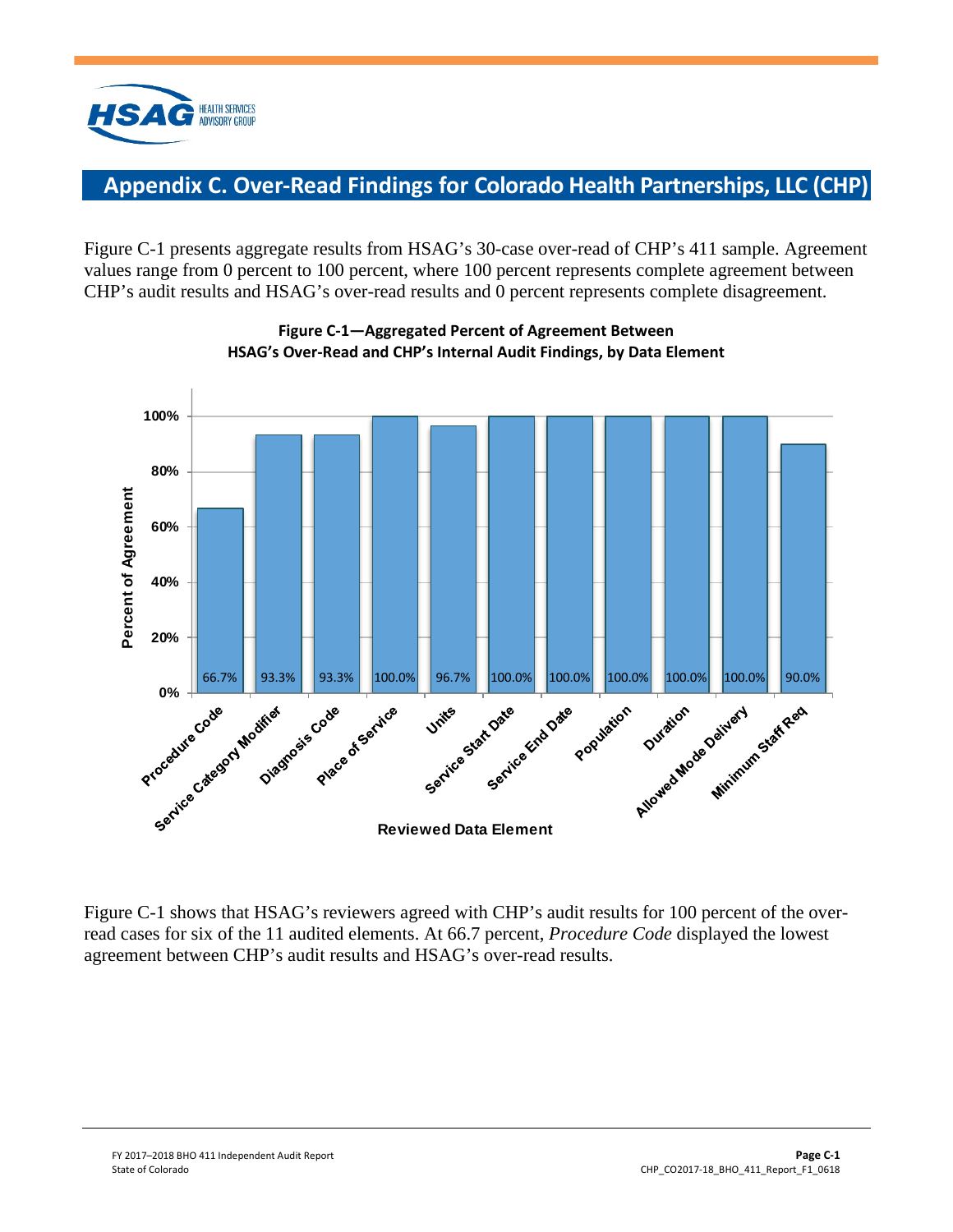# Appendix C. Over-Read Findings for Colorado Health Partnerships, LLC (CHP)

Figure C-1 presents aggregate results from HSAG's 30-case over-read of CHP's 411 sample. Agreement values range from 0 percent to 100 percent, where 100 percent represents complete agreement between CHP's audit results and HSAG's over-read results and 0 percent represents complete disagreement.

**Figure C-1—Aggregated Percent of Agreement Between HSAG's Over-Read and CHP's Internal Audit Findings, by Data Element**

| Reviewed Data Element | Percent of Agreement |
| --- | --- |
| Procedure Code | 66.7% |
| Service Category Modifier | 93.3% |
| Diagnosis Code | 93.3% |
| Place of Service | 100.0% |
| Units | 96.7% |
| Service Start Date | 100.0% |
| Service End Date | 100.0% |
| Population | 100.0% |
| Duration | 100.0% |
| Allowed Mode Delivery | 100.0% |
| Minimum Staff Req | 90.0% |

Figure C-1 shows that HSAG's reviewers agreed with CHP's audit results for 100 percent of the over-read cases for six of the 11 audited elements. At 66.7 percent, *Procedure Code* displayed the lowest agreement between CHP's audit results and HSAG's over-read results.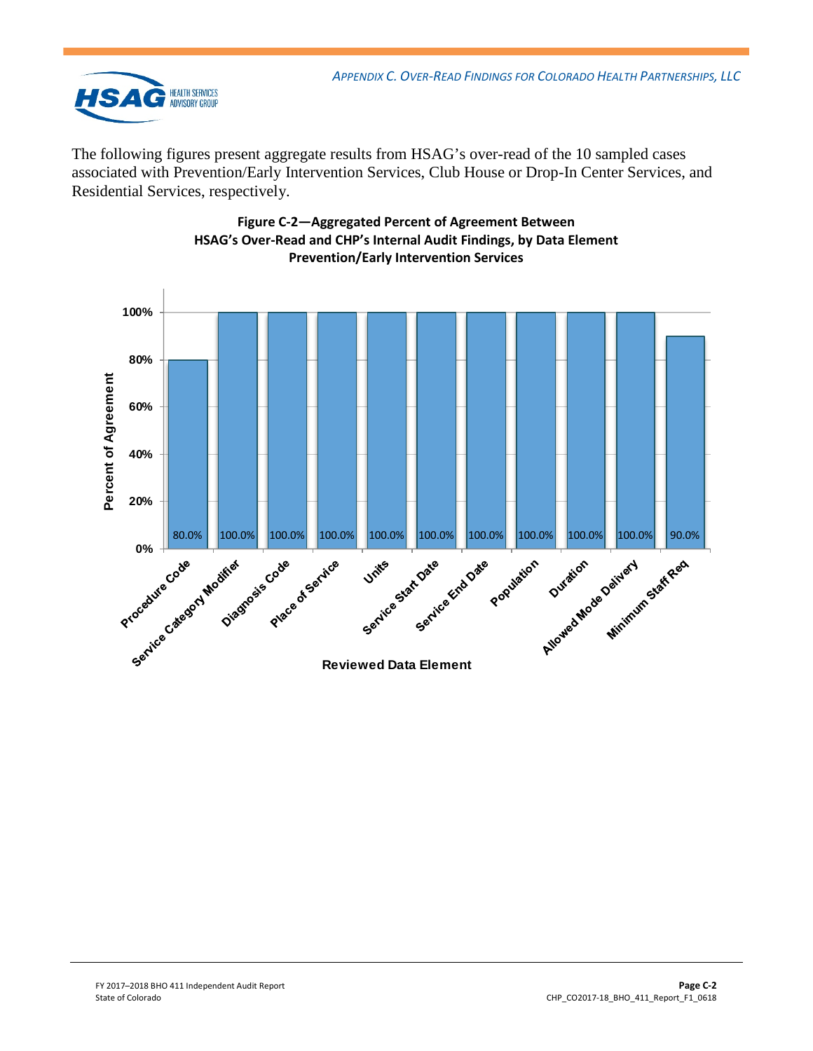The following figures present aggregate results from HSAG's over-read of the 10 sampled cases associated with Prevention/Early Intervention Services, Club House or Drop-In Center Services, and Residential Services, respectively.

**Figure C-2—Aggregated Percent of Agreement Between HSAG's Over-Read and CHP's Internal Audit Findings, by Data Element Prevention/Early Intervention Services**

| Reviewed Data Element | Percent of Agreement |
| --- | --- |
| Procedure Code | 80.0% |
| Service Category Modifier | 100.0% |
| Diagnosis Code | 100.0% |
| Place of Service | 100.0% |
| Units | 100.0% |
| Service Start Date | 100.0% |
| Service End Date | 100.0% |
| Population | 100.0% |
| Duration | 100.0% |
| Allowed Mode Delivery | 100.0% |
| Minimum Staff Req | 90.0% |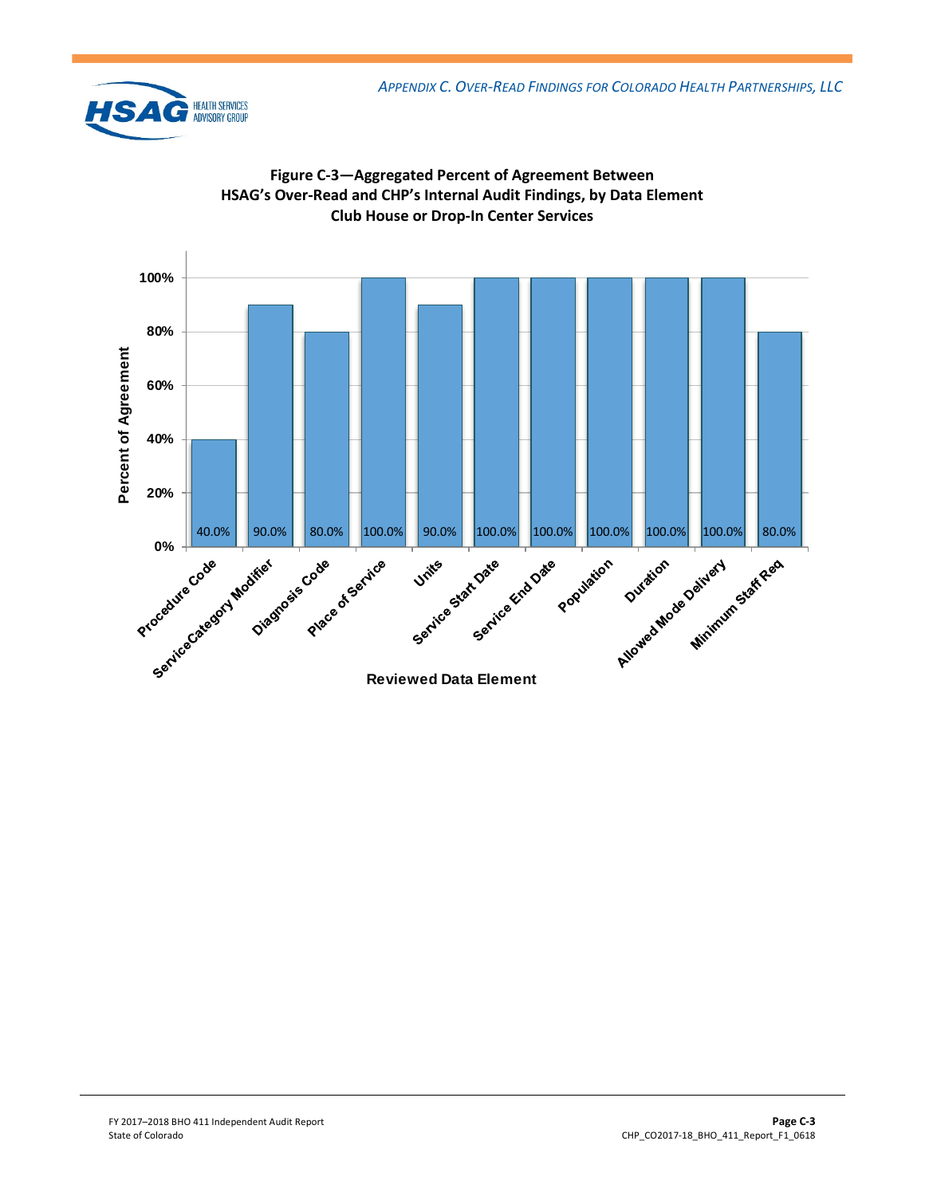**Figure C-3—Aggregated Percent of Agreement Between HSAG's Over-Read and CHP's Internal Audit Findings, by Data Element Club House or Drop-In Center Services**

| Reviewed Data Element | Percent of Agreement |
| --- | --- |
| Procedure Code | 40.0% |
| ServiceCategory Modifier | 90.0% |
| Diagnosis Code | 80.0% |
| Place of Service | 100.0% |
| Units | 90.0% |
| Service Start Date | 100.0% |
| Service End Date | 100.0% |
| Population | 100.0% |
| Duration | 100.0% |
| Allowed Mode Delivery | 100.0% |
| Minimum Staff Req | 80.0% |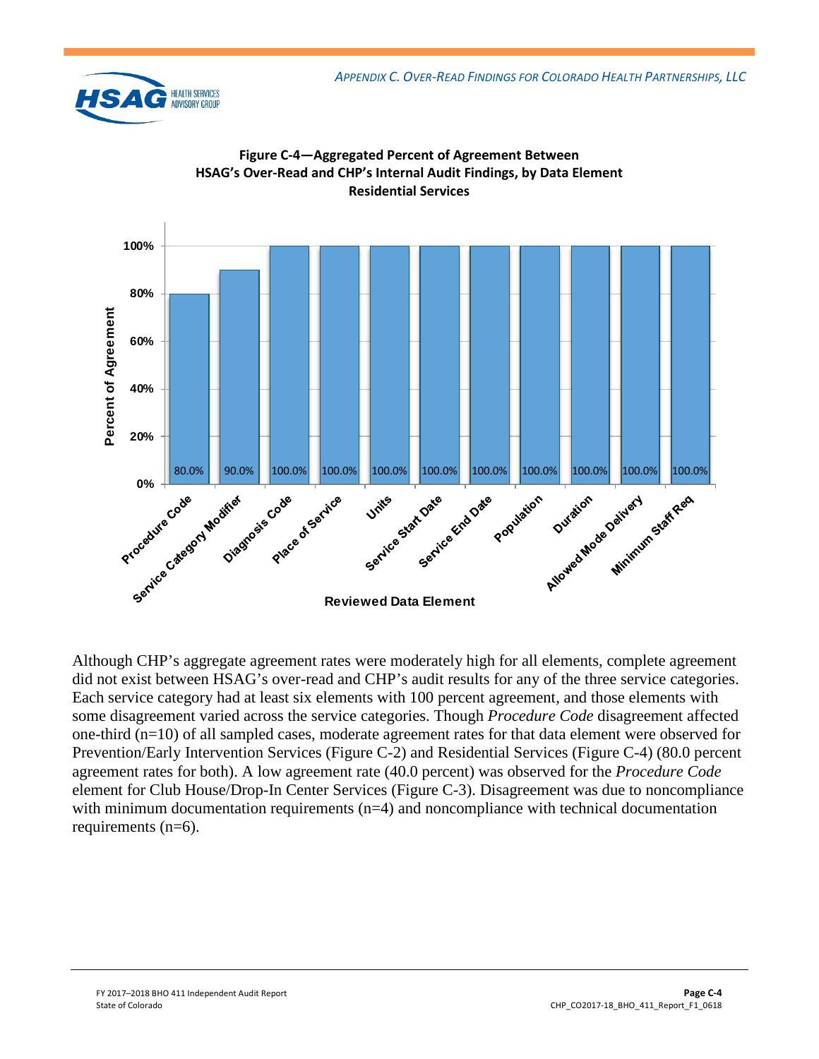**Figure C-4—Aggregated Percent of Agreement Between HSAG's Over-Read and CHP's Internal Audit Findings, by Data Element Residential Services**

Percent of Agreement

100%
80%
60%
40%
20%
0%

80.0%
90.0%
100.0%
100.0%
100.0%
100.0%
100.0%
100.0%
100.0%
100.0%
100.0%

Procedure Code
Service Category Modifier
Diagnosis Code
Place of Service
Units
Service Start Date
Service End Date
Population
Duration
Allowed Mode Delivery
Minimum Staff Req

Reviewed Data Element

Although CHP's aggregate agreement rates were moderately high for all elements, complete agreement did not exist between HSAG's over-read and CHP's audit results for any of the three service categories. Each service category had at least six elements with 100 percent agreement, and those elements with some disagreement varied across the service categories. Though *Procedure Code* disagreement affected one-third (n=10) of all sampled cases, moderate agreement rates for that data element were observed for Prevention/Early Intervention Services (Figure C-2) and Residential Services (Figure C-4) (80.0 percent agreement rates for both). A low agreement rate (40.0 percent) was observed for the *Procedure Code* element for Club House/Drop-In Center Services (Figure C-3). Disagreement was due to noncompliance with minimum documentation requirements (n=4) and noncompliance with technical documentation requirements (n=6).